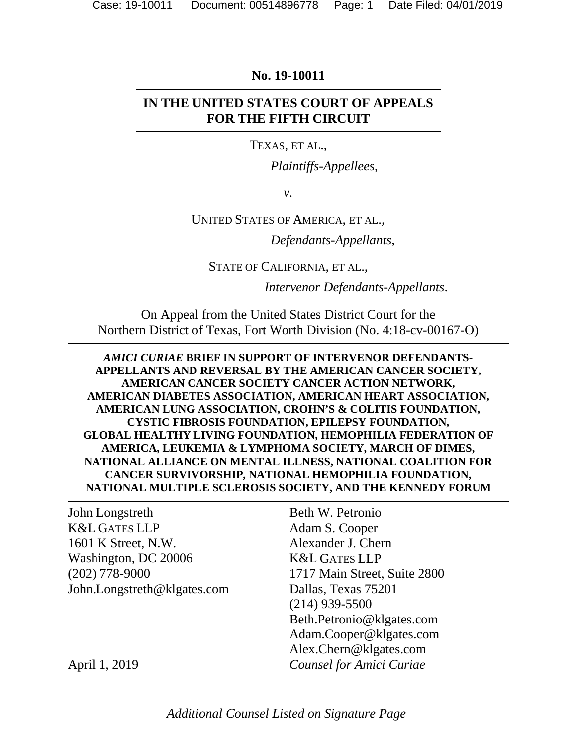**No. 19-10011**

---

**IN THE UNITED STATES COURT OF APPEALS FOR THE FIFTH CIRCUIT**

---

TEXAS, ET AL.,

*Plaintiffs-Appellees,*

*v.*

UNITED STATES OF AMERICA, ET AL.,

*Defendants-Appellants,*

STATE OF CALIFORNIA, ET AL.,

*Intervenor Defendants-Appellants*.

---

On Appeal from the United States District Court for the Northern District of Texas, Fort Worth Division (No. 4:18-cv-00167-O)

---

***AMICI CURIAE* BRIEF IN SUPPORT OF INTERVENOR DEFENDANTS-APPELLANTS AND REVERSAL BY THE AMERICAN CANCER SOCIETY, AMERICAN CANCER SOCIETY CANCER ACTION NETWORK, AMERICAN DIABETES ASSOCIATION, AMERICAN HEART ASSOCIATION, AMERICAN LUNG ASSOCIATION, CROHN'S & COLITIS FOUNDATION, CYSTIC FIBROSIS FOUNDATION, EPILEPSY FOUNDATION, GLOBAL HEALTHY LIVING FOUNDATION, HEMOPHILIA FEDERATION OF AMERICA, LEUKEMIA & LYMPHOMA SOCIETY, MARCH OF DIMES, NATIONAL ALLIANCE ON MENTAL ILLNESS, NATIONAL COALITION FOR CANCER SURVIVORSHIP, NATIONAL HEMOPHILIA FOUNDATION, NATIONAL MULTIPLE SCLEROSIS SOCIETY, AND THE KENNEDY FORUM**

---

John Longstreth
K&L GATES LLP
1601 K Street, N.W.
Washington, DC 20006
(202) 778-9000
John.Longstreth@klgates.com

Beth W. Petronio
Adam S. Cooper
Alexander J. Chern
K&L GATES LLP
1717 Main Street, Suite 2800
Dallas, Texas 75201
(214) 939-5500
Beth.Petronio@klgates.com
Adam.Cooper@klgates.com
Alex.Chern@klgates.com
*Counsel for Amici Curiae*

April 1, 2019

*Additional Counsel Listed on Signature Page*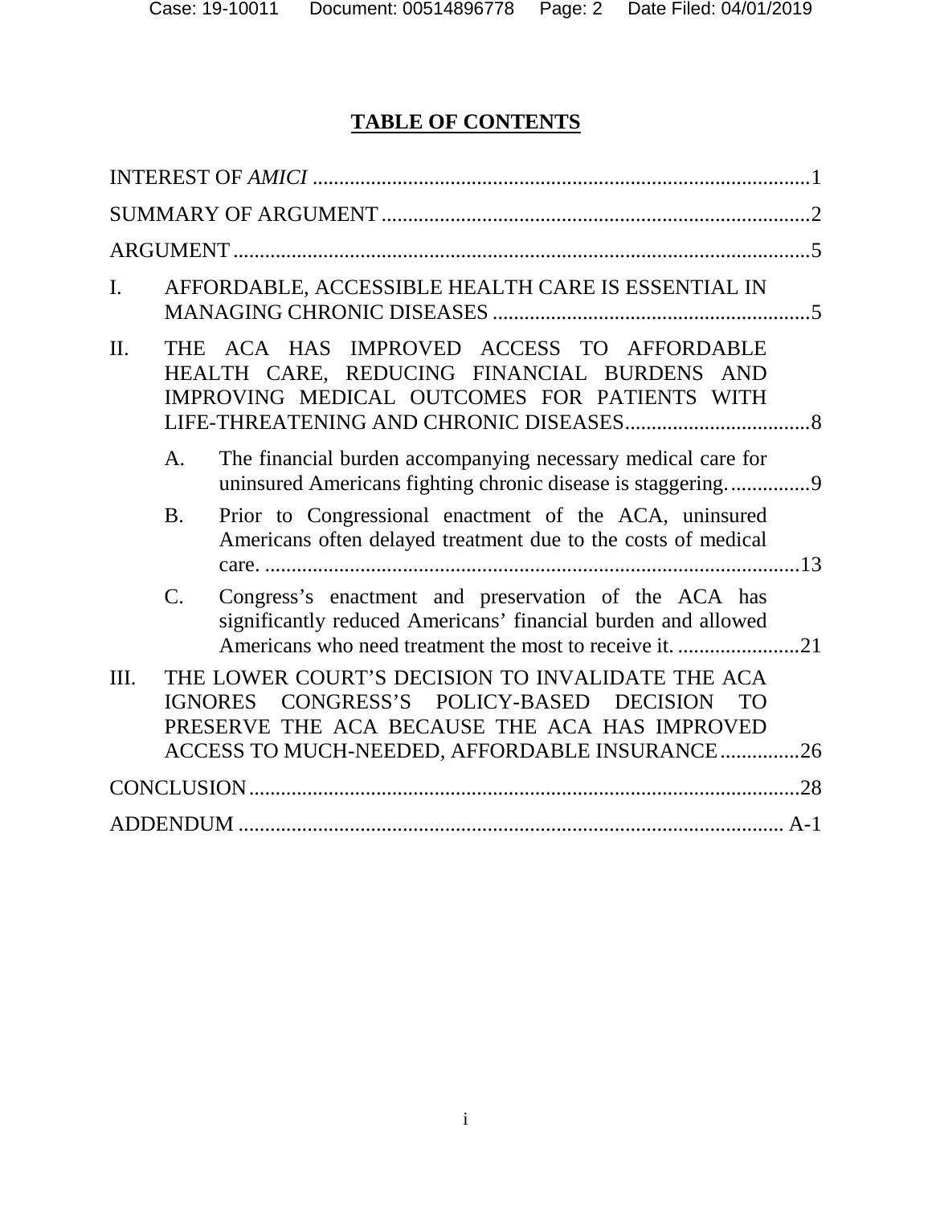# TABLE OF CONTENTS

INTEREST OF *AMICI* .......... 1

SUMMARY OF ARGUMENT .......... 2

ARGUMENT .......... 5

I. AFFORDABLE, ACCESSIBLE HEALTH CARE IS ESSENTIAL IN MANAGING CHRONIC DISEASES .......... 5

II. THE ACA HAS IMPROVED ACCESS TO AFFORDABLE HEALTH CARE, REDUCING FINANCIAL BURDENS AND IMPROVING MEDICAL OUTCOMES FOR PATIENTS WITH LIFE-THREATENING AND CHRONIC DISEASES .......... 8

  A. The financial burden accompanying necessary medical care for uninsured Americans fighting chronic disease is staggering. .......... 9

  B. Prior to Congressional enactment of the ACA, uninsured Americans often delayed treatment due to the costs of medical care. .......... 13

  C. Congress's enactment and preservation of the ACA has significantly reduced Americans' financial burden and allowed Americans who need treatment the most to receive it. .......... 21

III. THE LOWER COURT'S DECISION TO INVALIDATE THE ACA IGNORES CONGRESS'S POLICY-BASED DECISION TO PRESERVE THE ACA BECAUSE THE ACA HAS IMPROVED ACCESS TO MUCH-NEEDED, AFFORDABLE INSURANCE .......... 26

CONCLUSION .......... 28

ADDENDUM .......... A-1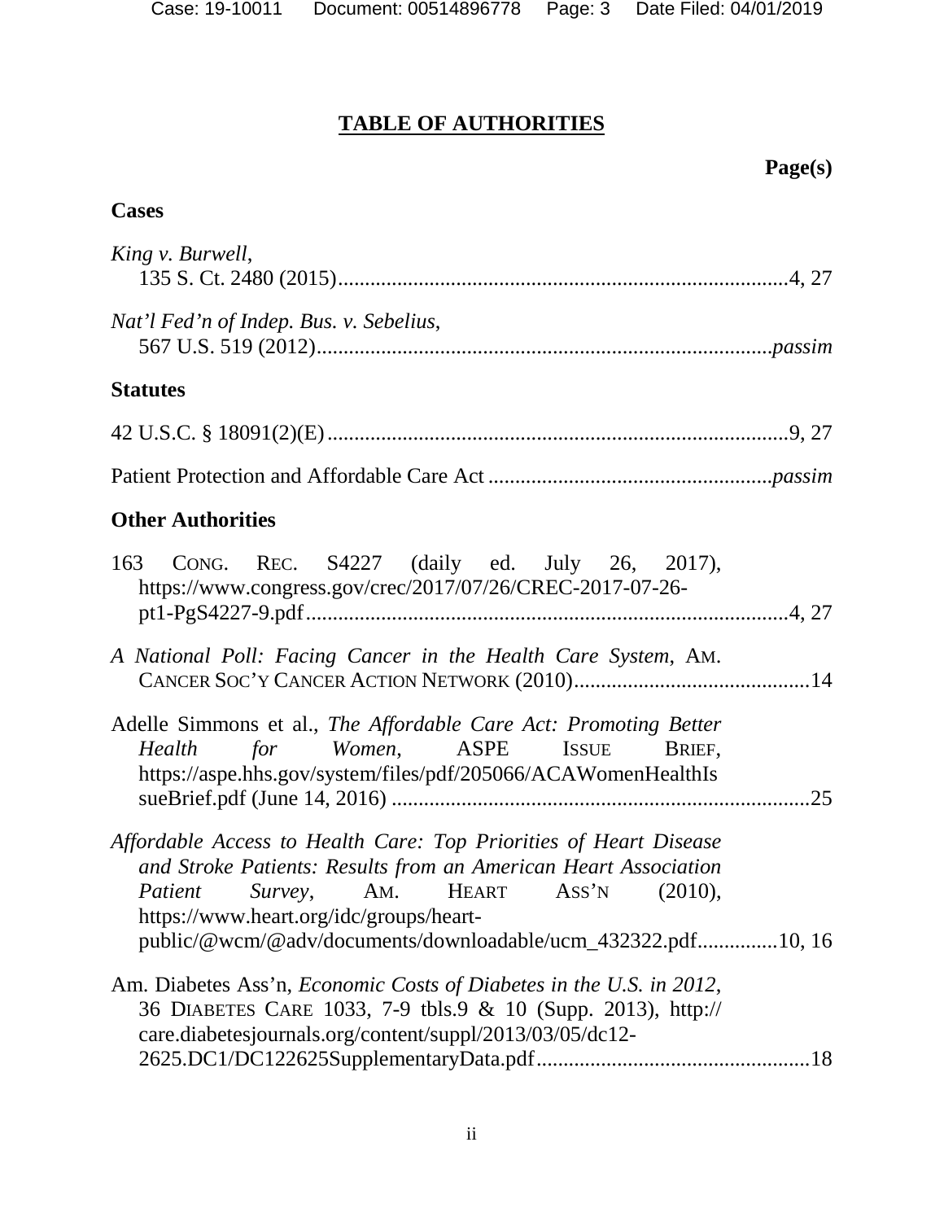# TABLE OF AUTHORITIES

**Page(s)**

## Cases

*King v. Burwell*,
135 S. Ct. 2480 (2015) .... 4, 27

*Nat'l Fed'n of Indep. Bus. v. Sebelius*,
567 U.S. 519 (2012) .... *passim*

## Statutes

42 U.S.C. § 18091(2)(E) .... 9, 27

Patient Protection and Affordable Care Act .... *passim*

## Other Authorities

163 CONG. REC. S4227 (daily ed. July 26, 2017), https://www.congress.gov/crec/2017/07/26/CREC-2017-07-26-pt1-PgS4227-9.pdf .... 4, 27

*A National Poll: Facing Cancer in the Health Care System*, AM. CANCER SOC'Y CANCER ACTION NETWORK (2010) .... 14

Adelle Simmons et al., *The Affordable Care Act: Promoting Better Health for Women*, ASPE ISSUE BRIEF, https://aspe.hhs.gov/system/files/pdf/205066/ACAWomenHealthIssueBrief.pdf (June 14, 2016) .... 25

*Affordable Access to Health Care: Top Priorities of Heart Disease and Stroke Patients: Results from an American Heart Association Patient Survey*, AM. HEART ASS'N (2010), https://www.heart.org/idc/groups/heart-public/@wcm/@adv/documents/downloadable/ucm_432322.pdf .... 10, 16

Am. Diabetes Ass'n, *Economic Costs of Diabetes in the U.S. in 2012*, 36 DIABETES CARE 1033, 7-9 tbls.9 & 10 (Supp. 2013), http://care.diabetesjournals.org/content/suppl/2013/03/05/dc12-2625.DC1/DC122625SupplementaryData.pdf .... 18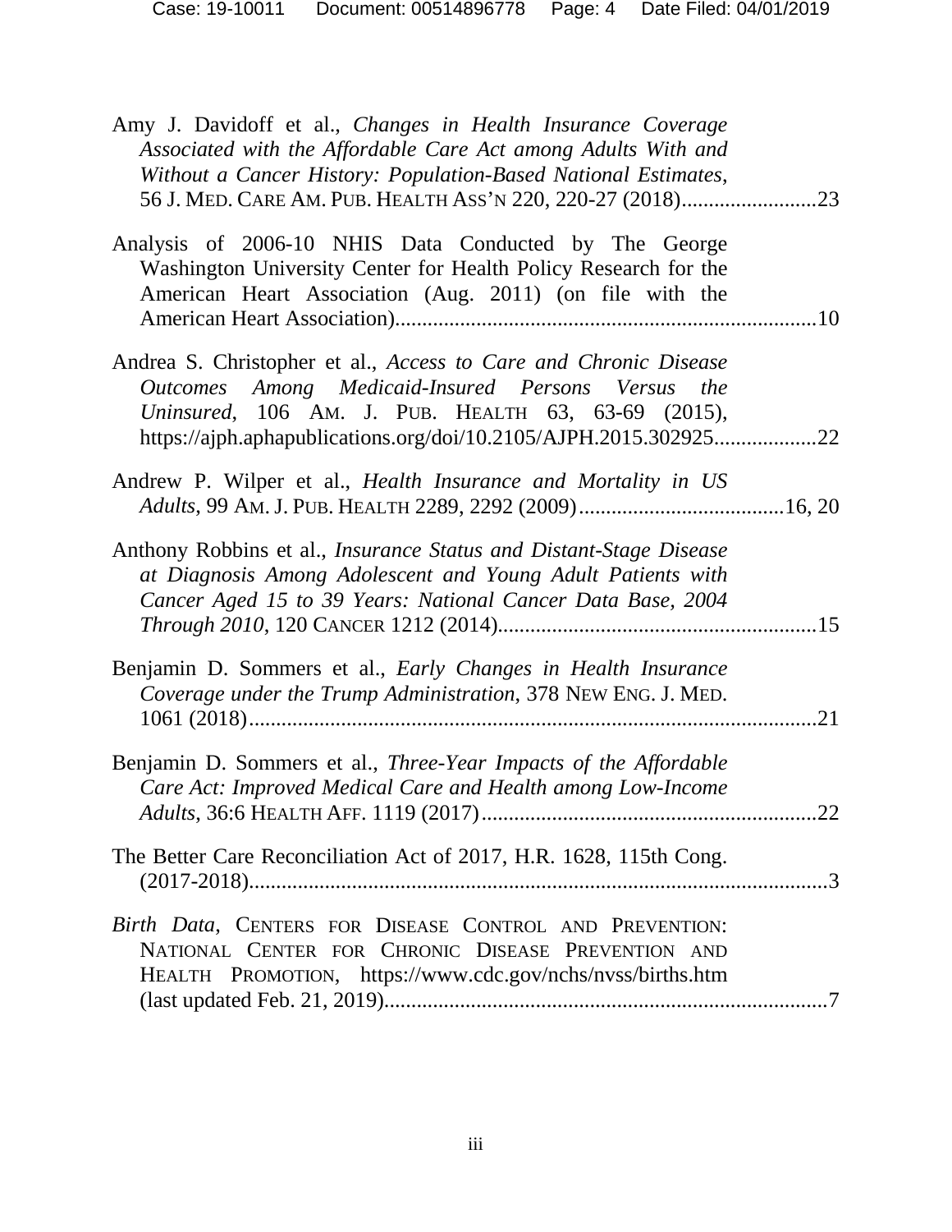Amy J. Davidoff et al., *Changes in Health Insurance Coverage Associated with the Affordable Care Act among Adults With and Without a Cancer History: Population-Based National Estimates*, 56 J. MED. CARE AM. PUB. HEALTH ASS'N 220, 220-27 (2018).........................23

Analysis of 2006-10 NHIS Data Conducted by The George Washington University Center for Health Policy Research for the American Heart Association (Aug. 2011) (on file with the American Heart Association)..............................................................................10

Andrea S. Christopher et al., *Access to Care and Chronic Disease Outcomes Among Medicaid-Insured Persons Versus the Uninsured*, 106 AM. J. PUB. HEALTH 63, 63-69 (2015), https://ajph.aphapublications.org/doi/10.2105/AJPH.2015.302925..................22

Andrew P. Wilper et al., *Health Insurance and Mortality in US Adults*, 99 AM. J. PUB. HEALTH 2289, 2292 (2009).......................................16, 20

Anthony Robbins et al., *Insurance Status and Distant-Stage Disease at Diagnosis Among Adolescent and Young Adult Patients with Cancer Aged 15 to 39 Years: National Cancer Data Base, 2004 Through 2010*, 120 CANCER 1212 (2014)...........................................................15

Benjamin D. Sommers et al., *Early Changes in Health Insurance Coverage under the Trump Administration*, 378 NEW ENG. J. MED. 1061 (2018)..........................................................................................21

Benjamin D. Sommers et al., *Three-Year Impacts of the Affordable Care Act: Improved Medical Care and Health among Low-Income Adults*, 36:6 HEALTH AFF. 1119 (2017)..............................................................22

The Better Care Reconciliation Act of 2017, H.R. 1628, 115th Cong. (2017-2018)...........................................................................................................3

*Birth Data*, CENTERS FOR DISEASE CONTROL AND PREVENTION: NATIONAL CENTER FOR CHRONIC DISEASE PREVENTION AND HEALTH PROMOTION, https://www.cdc.gov/nchs/nvss/births.htm (last updated Feb. 21, 2019)..................................................................................7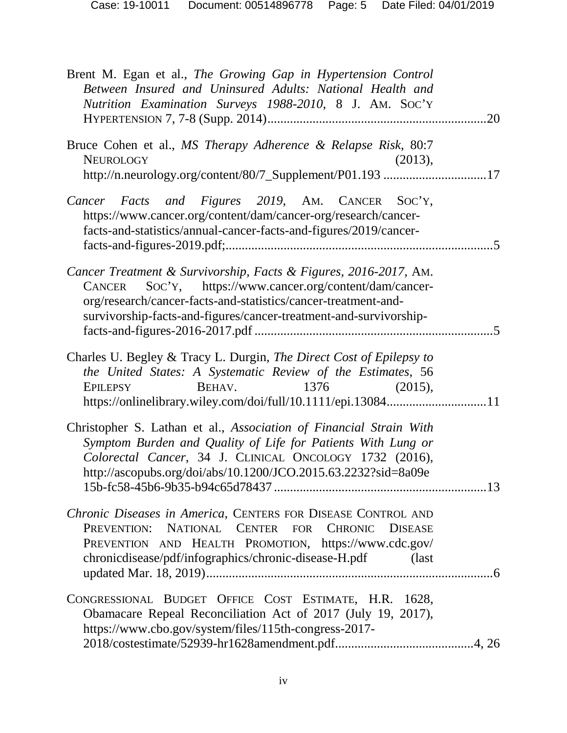Brent M. Egan et al., *The Growing Gap in Hypertension Control Between Insured and Uninsured Adults: National Health and Nutrition Examination Surveys 1988-2010*, 8 J. AM. SOC'Y HYPERTENSION 7, 7-8 (Supp. 2014)....................................................................20

Bruce Cohen et al., *MS Therapy Adherence & Relapse Risk*, 80:7 NEUROLOGY (2013), http://n.neurology.org/content/80/7_Supplement/P01.193 ................................17

*Cancer Facts and Figures 2019*, AM. CANCER SOC'Y, https://www.cancer.org/content/dam/cancer-org/research/cancer-facts-and-statistics/annual-cancer-facts-and-figures/2019/cancer-facts-and-figures-2019.pdf;..................................................................................5

*Cancer Treatment & Survivorship, Facts & Figures, 2016-2017*, AM. CANCER SOC'Y, https://www.cancer.org/content/dam/cancer-org/research/cancer-facts-and-statistics/cancer-treatment-and-survivorship-facts-and-figures/cancer-treatment-and-survivorship-facts-and-figures-2016-2017.pdf ..........................................................................5

Charles U. Begley & Tracy L. Durgin, *The Direct Cost of Epilepsy to the United States: A Systematic Review of the Estimates*, 56 EPILEPSY BEHAV. 1376 (2015), https://onlinelibrary.wiley.com/doi/full/10.1111/epi.13084..............................11

Christopher S. Lathan et al., *Association of Financial Strain With Symptom Burden and Quality of Life for Patients With Lung or Colorectal Cancer*, 34 J. CLINICAL ONCOLOGY 1732 (2016), http://ascopubs.org/doi/abs/10.1200/JCO.2015.63.2232?sid=8a09e15b-fc58-45b6-9b35-b94c65d78437 .................................................................13

*Chronic Diseases in America*, CENTERS FOR DISEASE CONTROL AND PREVENTION: NATIONAL CENTER FOR CHRONIC DISEASE PREVENTION AND HEALTH PROMOTION, https://www.cdc.gov/chronicdisease/pdf/infographics/chronic-disease-H.pdf (last updated Mar. 18, 2019).........................................................................................6

CONGRESSIONAL BUDGET OFFICE COST ESTIMATE, H.R. 1628, Obamacare Repeal Reconciliation Act of 2017 (July 19, 2017), https://www.cbo.gov/system/files/115th-congress-2017-2018/costestimate/52939-hr1628amendment.pdf..........................................4, 26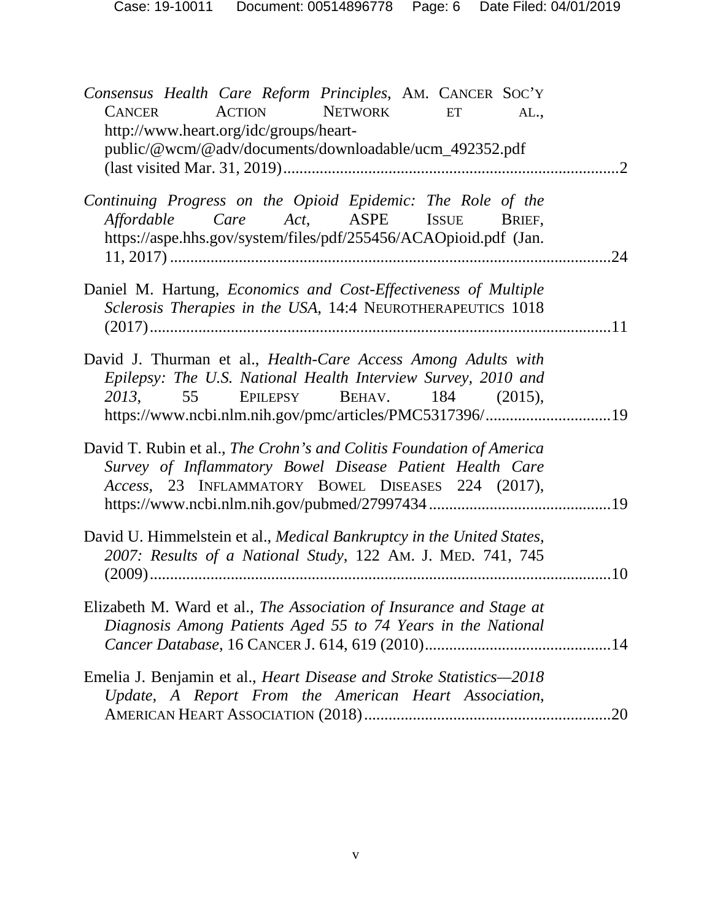*Consensus Health Care Reform Principles*, AM. CANCER SOC'Y CANCER ACTION NETWORK ET AL., http://www.heart.org/idc/groups/heart-public/@wcm/@adv/documents/downloadable/ucm_492352.pdf (last visited Mar. 31, 2019)....................................................................................2

*Continuing Progress on the Opioid Epidemic: The Role of the Affordable Care Act*, ASPE ISSUE BRIEF, https://aspe.hhs.gov/system/files/pdf/255456/ACAOpioid.pdf (Jan. 11, 2017) ..........................................................................................................24

Daniel M. Hartung, *Economics and Cost-Effectiveness of Multiple Sclerosis Therapies in the USA*, 14:4 NEUROTHERAPEUTICS 1018 (2017)...............................................................................................................11

David J. Thurman et al., *Health-Care Access Among Adults with Epilepsy: The U.S. National Health Interview Survey, 2010 and 2013*, 55 EPILEPSY BEHAV. 184 (2015), https://www.ncbi.nlm.nih.gov/pmc/articles/PMC5317396/...............................19

David T. Rubin et al., *The Crohn's and Colitis Foundation of America Survey of Inflammatory Bowel Disease Patient Health Care Access*, 23 INFLAMMATORY BOWEL DISEASES 224 (2017), https://www.ncbi.nlm.nih.gov/pubmed/27997434.............................................19

David U. Himmelstein et al., *Medical Bankruptcy in the United States, 2007: Results of a National Study*, 122 AM. J. MED. 741, 745 (2009)...............................................................................................................10

Elizabeth M. Ward et al., *The Association of Insurance and Stage at Diagnosis Among Patients Aged 55 to 74 Years in the National Cancer Database*, 16 CANCER J. 614, 619 (2010)..............................................14

Emelia J. Benjamin et al., *Heart Disease and Stroke Statistics—2018 Update, A Report From the American Heart Association*, AMERICAN HEART ASSOCIATION (2018)............................................................20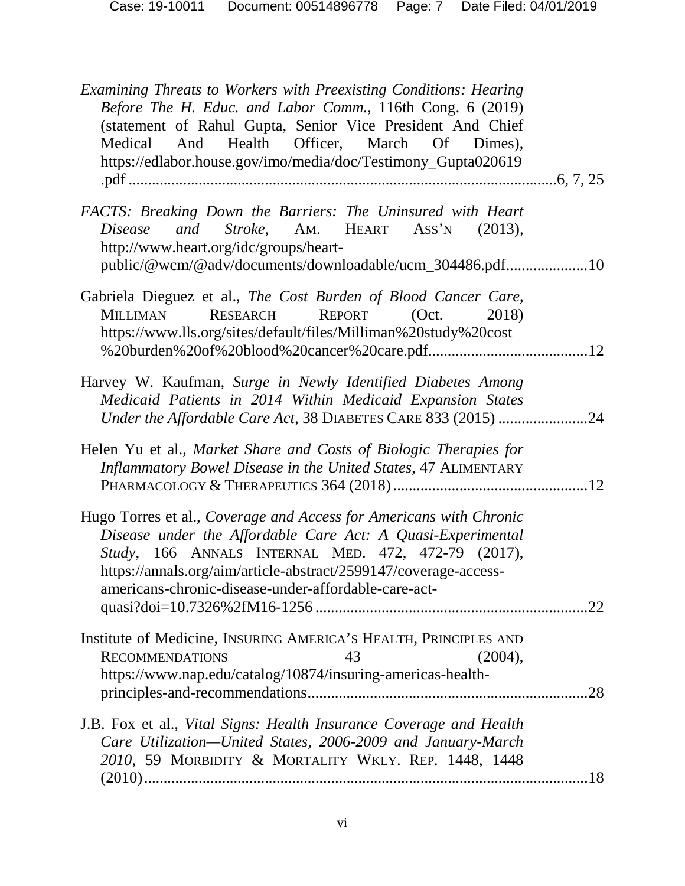*Examining Threats to Workers with Preexisting Conditions: Hearing Before The H. Educ. and Labor Comm.*, 116th Cong. 6 (2019) (statement of Rahul Gupta, Senior Vice President And Chief Medical And Health Officer, March Of Dimes), https://edlabor.house.gov/imo/media/doc/Testimony_Gupta020619.pdf ........................................................................................................6, 7, 25

*FACTS: Breaking Down the Barriers: The Uninsured with Heart Disease and Stroke*, AM. HEART ASS'N (2013), http://www.heart.org/idc/groups/heart-public/@wcm/@adv/documents/downloadable/ucm_304486.pdf....................10

Gabriela Dieguez et al., *The Cost Burden of Blood Cancer Care*, MILLIMAN RESEARCH REPORT (Oct. 2018) https://www.lls.org/sites/default/files/Milliman%20study%20cost%20burden%20of%20blood%20cancer%20care.pdf........................................12

Harvey W. Kaufman, *Surge in Newly Identified Diabetes Among Medicaid Patients in 2014 Within Medicaid Expansion States Under the Affordable Care Act*, 38 DIABETES CARE 833 (2015) .......................24

Helen Yu et al., *Market Share and Costs of Biologic Therapies for Inflammatory Bowel Disease in the United States*, 47 ALIMENTARY PHARMACOLOGY & THERAPEUTICS 364 (2018) .................................................12

Hugo Torres et al., *Coverage and Access for Americans with Chronic Disease under the Affordable Care Act: A Quasi-Experimental Study*, 166 ANNALS INTERNAL MED. 472, 472-79 (2017), https://annals.org/aim/article-abstract/2599147/coverage-access-americans-chronic-disease-under-affordable-care-act-quasi?doi=10.7326%2fM16-1256 .....................................................................22

Institute of Medicine, INSURING AMERICA'S HEALTH, PRINCIPLES AND RECOMMENDATIONS 43 (2004), https://www.nap.edu/catalog/10874/insuring-americas-health-principles-and-recommendations.......................................................................28

J.B. Fox et al., *Vital Signs: Health Insurance Coverage and Health Care Utilization—United States, 2006-2009 and January-March 2010*, 59 MORBIDITY & MORTALITY WKLY. REP. 1448, 1448 (2010)..................................................................................................................18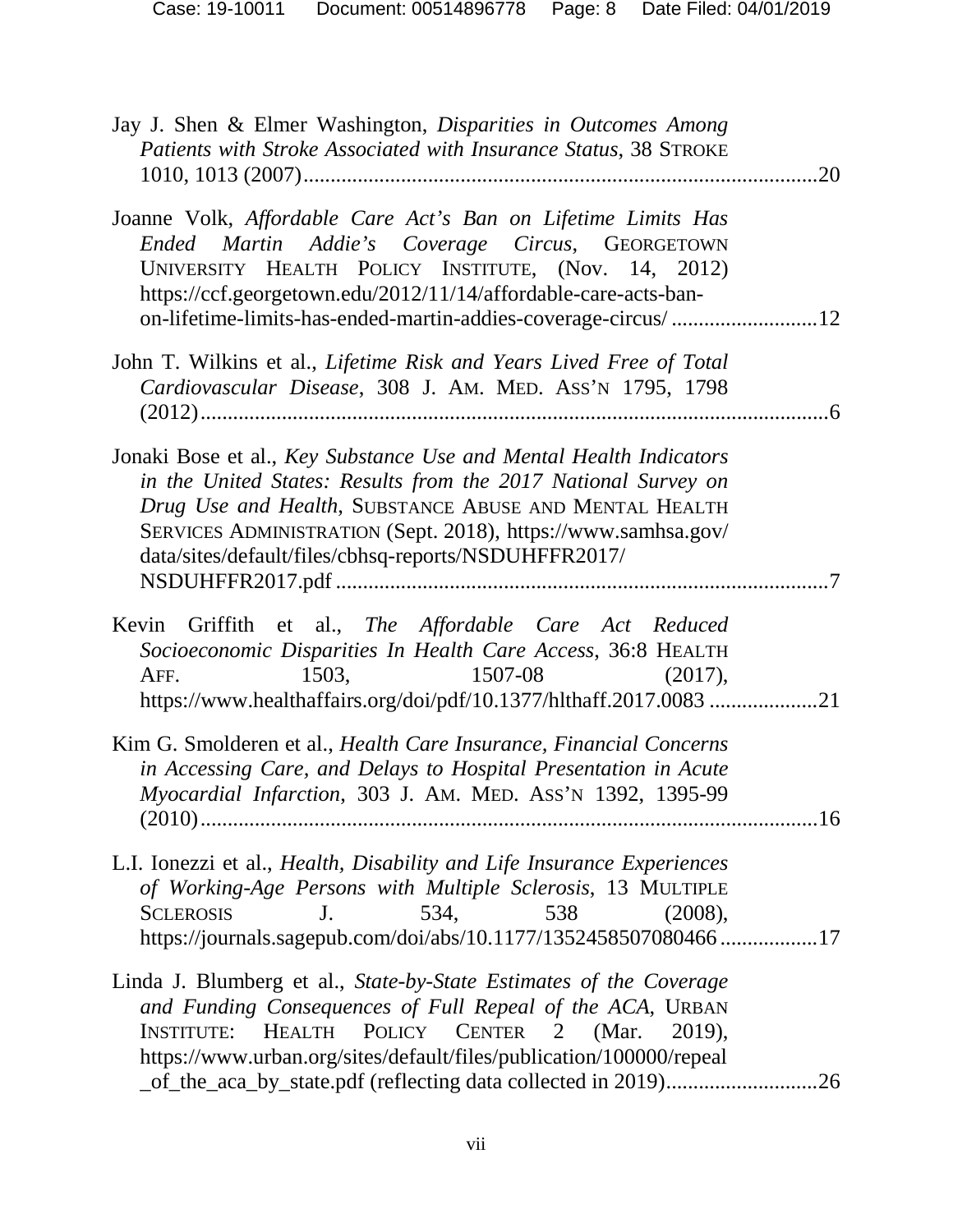Jay J. Shen & Elmer Washington, *Disparities in Outcomes Among Patients with Stroke Associated with Insurance Status*, 38 STROKE 1010, 1013 (2007)......................................................................................20

Joanne Volk, *Affordable Care Act's Ban on Lifetime Limits Has Ended Martin Addie's Coverage Circus*, GEORGETOWN UNIVERSITY HEALTH POLICY INSTITUTE, (Nov. 14, 2012) https://ccf.georgetown.edu/2012/11/14/affordable-care-acts-ban-on-lifetime-limits-has-ended-martin-addies-coverage-circus/ ..........................12

John T. Wilkins et al., *Lifetime Risk and Years Lived Free of Total Cardiovascular Disease*, 308 J. AM. MED. ASS'N 1795, 1798 (2012)..........................................................................................................6

Jonaki Bose et al., *Key Substance Use and Mental Health Indicators in the United States: Results from the 2017 National Survey on Drug Use and Health*, SUBSTANCE ABUSE AND MENTAL HEALTH SERVICES ADMINISTRATION (Sept. 2018), https://www.samhsa.gov/data/sites/default/files/cbhsq-reports/NSDUHFFR2017/NSDUHFFR2017.pdf ..........................................................................................7

Kevin Griffith et al., *The Affordable Care Act Reduced Socioeconomic Disparities In Health Care Access*, 36:8 HEALTH AFF. 1503, 1507-08 (2017), https://www.healthaffairs.org/doi/pdf/10.1377/hlthaff.2017.0083 ....................21

Kim G. Smolderen et al., *Health Care Insurance, Financial Concerns in Accessing Care, and Delays to Hospital Presentation in Acute Myocardial Infarction*, 303 J. AM. MED. ASS'N 1392, 1395-99 (2010)..........................................................................................................16

L.I. Ionezzi et al., *Health, Disability and Life Insurance Experiences of Working-Age Persons with Multiple Sclerosis*, 13 MULTIPLE SCLEROSIS J. 534, 538 (2008), https://journals.sagepub.com/doi/abs/10.1177/1352458507080466 ..................17

Linda J. Blumberg et al., *State-by-State Estimates of the Coverage and Funding Consequences of Full Repeal of the ACA*, URBAN INSTITUTE: HEALTH POLICY CENTER 2 (Mar. 2019), https://www.urban.org/sites/default/files/publication/100000/repeal_of_the_aca_by_state.pdf (reflecting data collected in 2019)............................26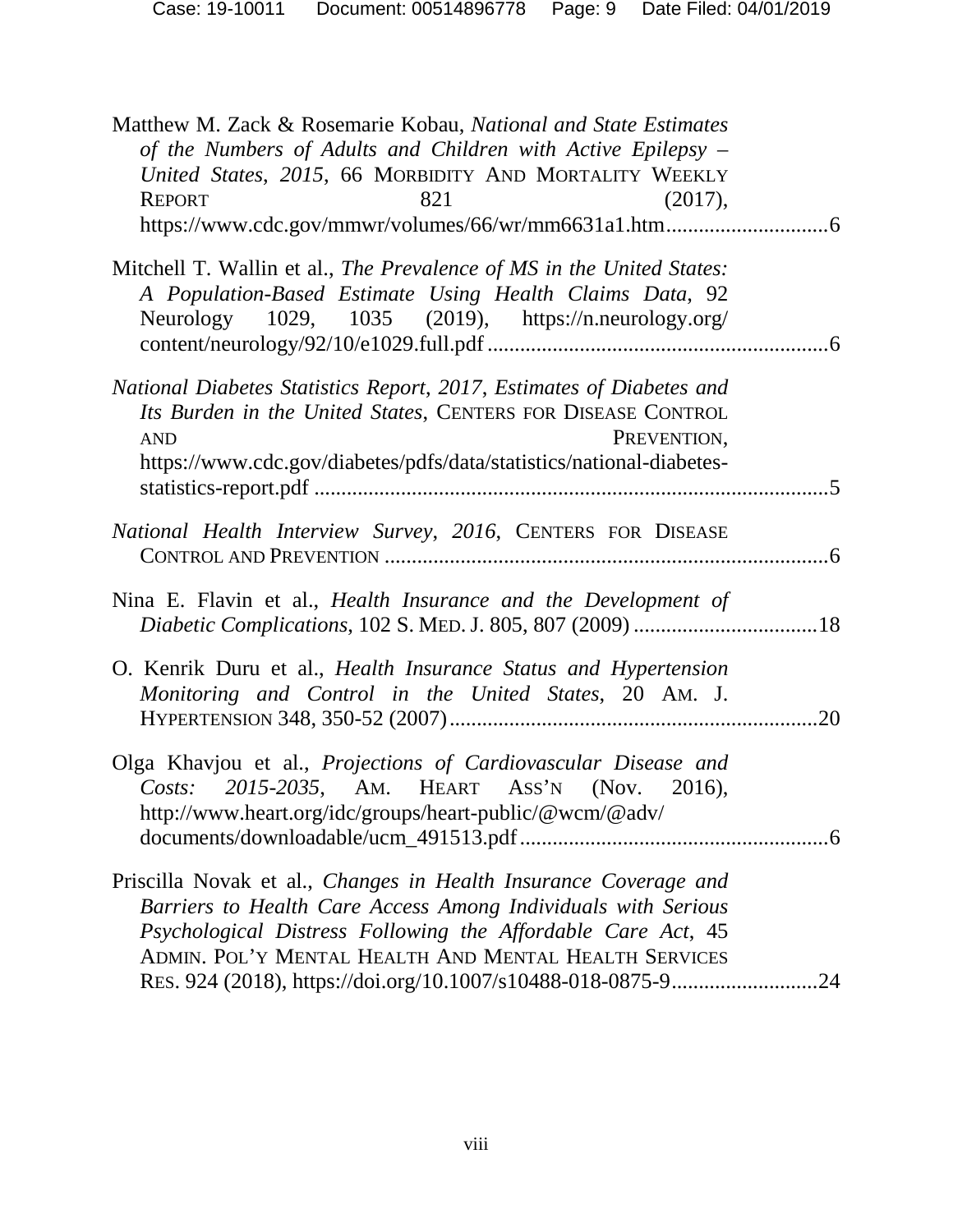Matthew M. Zack & Rosemarie Kobau, *National and State Estimates of the Numbers of Adults and Children with Active Epilepsy – United States, 2015*, 66 MORBIDITY AND MORTALITY WEEKLY REPORT 821 (2017), https://www.cdc.gov/mmwr/volumes/66/wr/mm6631a1.htm..............................6

Mitchell T. Wallin et al., *The Prevalence of MS in the United States: A Population-Based Estimate Using Health Claims Data*, 92 Neurology 1029, 1035 (2019), https://n.neurology.org/content/neurology/92/10/e1029.full.pdf..............................................................6

*National Diabetes Statistics Report, 2017, Estimates of Diabetes and Its Burden in the United States*, CENTERS FOR DISEASE CONTROL AND PREVENTION, https://www.cdc.gov/diabetes/pdfs/data/statistics/national-diabetes-statistics-report.pdf ..............................................................................................5

*National Health Interview Survey, 2016*, CENTERS FOR DISEASE CONTROL AND PREVENTION ..................................................................................6

Nina E. Flavin et al., *Health Insurance and the Development of Diabetic Complications*, 102 S. MED. J. 805, 807 (2009) ..................................18

O. Kenrik Duru et al., *Health Insurance Status and Hypertension Monitoring and Control in the United States*, 20 AM. J. HYPERTENSION 348, 350-52 (2007)....................................................................20

Olga Khavjou et al., *Projections of Cardiovascular Disease and Costs: 2015-2035*, AM. HEART ASS'N (Nov. 2016), http://www.heart.org/idc/groups/heart-public/@wcm/@adv/documents/downloadable/ucm_491513.pdf........................................................6

Priscilla Novak et al., *Changes in Health Insurance Coverage and Barriers to Health Care Access Among Individuals with Serious Psychological Distress Following the Affordable Care Act*, 45 ADMIN. POL'Y MENTAL HEALTH AND MENTAL HEALTH SERVICES RES. 924 (2018), https://doi.org/10.1007/s10488-018-0875-9...........................24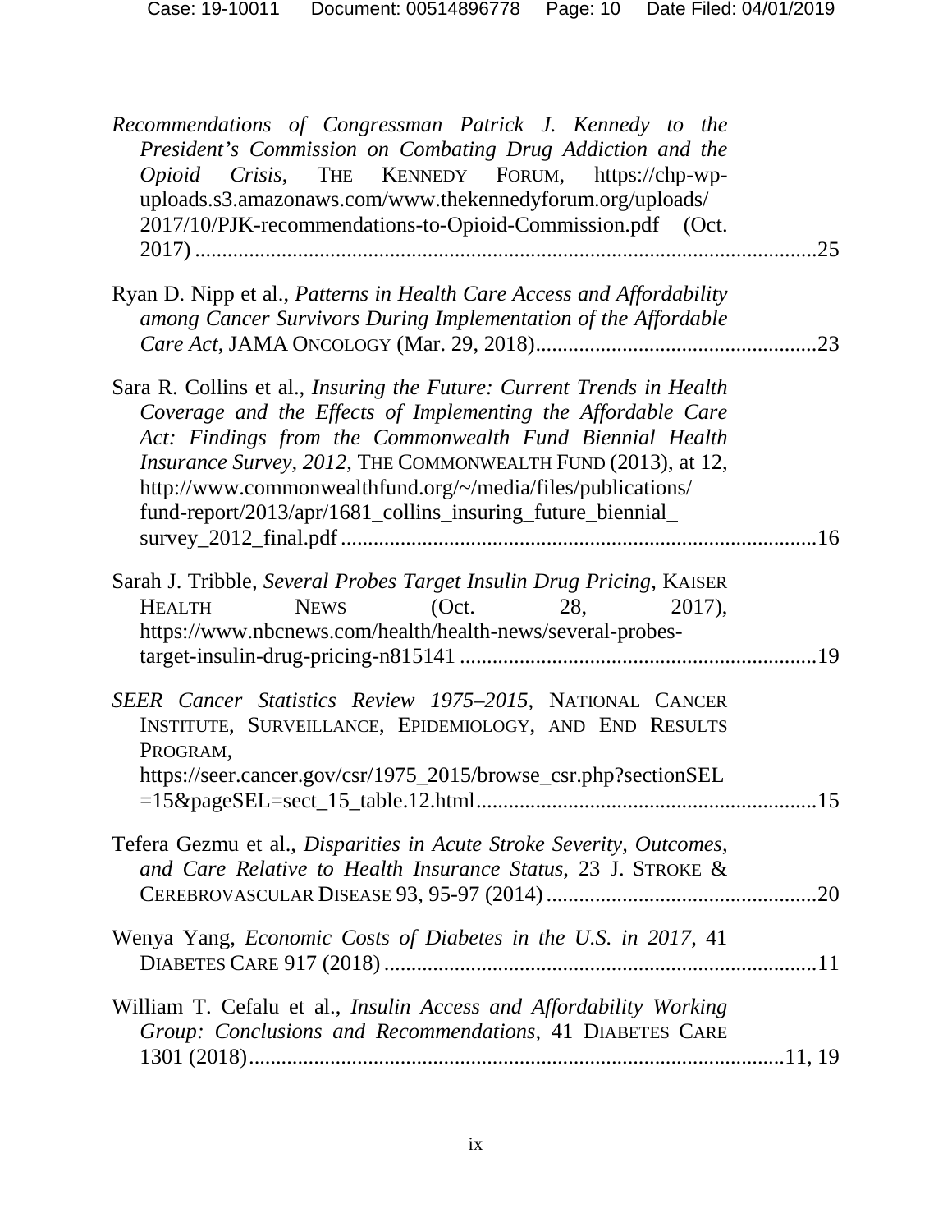*Recommendations of Congressman Patrick J. Kennedy to the President's Commission on Combating Drug Addiction and the Opioid Crisis*, THE KENNEDY FORUM, https://chp-wp-uploads.s3.amazonaws.com/www.thekennedyforum.org/uploads/2017/10/PJK-recommendations-to-Opioid-Commission.pdf (Oct. 2017) ....................................................................................................25

Ryan D. Nipp et al., *Patterns in Health Care Access and Affordability among Cancer Survivors During Implementation of the Affordable Care Act*, JAMA ONCOLOGY (Mar. 29, 2018)....................................................23

Sara R. Collins et al., *Insuring the Future: Current Trends in Health Coverage and the Effects of Implementing the Affordable Care Act: Findings from the Commonwealth Fund Biennial Health Insurance Survey, 2012*, THE COMMONWEALTH FUND (2013), at 12, http://www.commonwealthfund.org/~/media/files/publications/fund-report/2013/apr/1681_collins_insuring_future_biennial_survey_2012_final.pdf .......................................................................................16

Sarah J. Tribble, *Several Probes Target Insulin Drug Pricing*, KAISER HEALTH NEWS (Oct. 28, 2017), https://www.nbcnews.com/health/health-news/several-probes-target-insulin-drug-pricing-n815141 .................................................................19

*SEER Cancer Statistics Review 1975–2015*, NATIONAL CANCER INSTITUTE, SURVEILLANCE, EPIDEMIOLOGY, AND END RESULTS PROGRAM, https://seer.cancer.gov/csr/1975_2015/browse_csr.php?sectionSEL=15&pageSEL=sect_15_table.12.html...............................................................15

Tefera Gezmu et al., *Disparities in Acute Stroke Severity, Outcomes, and Care Relative to Health Insurance Status*, 23 J. STROKE & CEREBROVASCULAR DISEASE 93, 95-97 (2014)..................................................20

Wenya Yang, *Economic Costs of Diabetes in the U.S. in 2017*, 41 DIABETES CARE 917 (2018)................................................................................11

William T. Cefalu et al., *Insulin Access and Affordability Working Group: Conclusions and Recommendations*, 41 DIABETES CARE 1301 (2018)..........................................................................................11, 19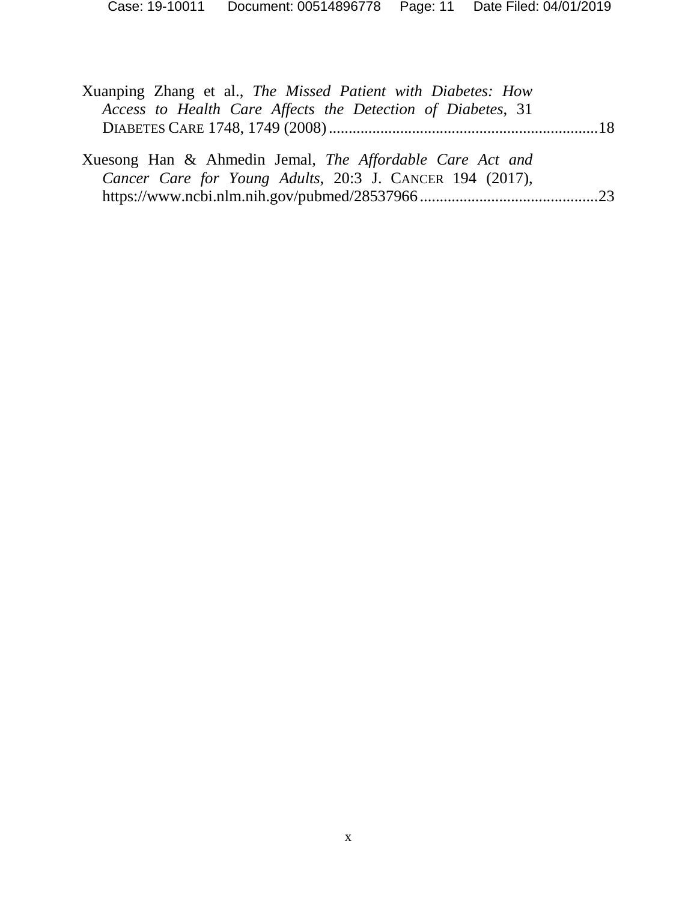Xuanping Zhang et al., *The Missed Patient with Diabetes: How Access to Health Care Affects the Detection of Diabetes*, 31 DIABETES CARE 1748, 1749 (2008) ....................................................................18

Xuesong Han & Ahmedin Jemal, *The Affordable Care Act and Cancer Care for Young Adults*, 20:3 J. CANCER 194 (2017), https://www.ncbi.nlm.nih.gov/pubmed/28537966 .............................................23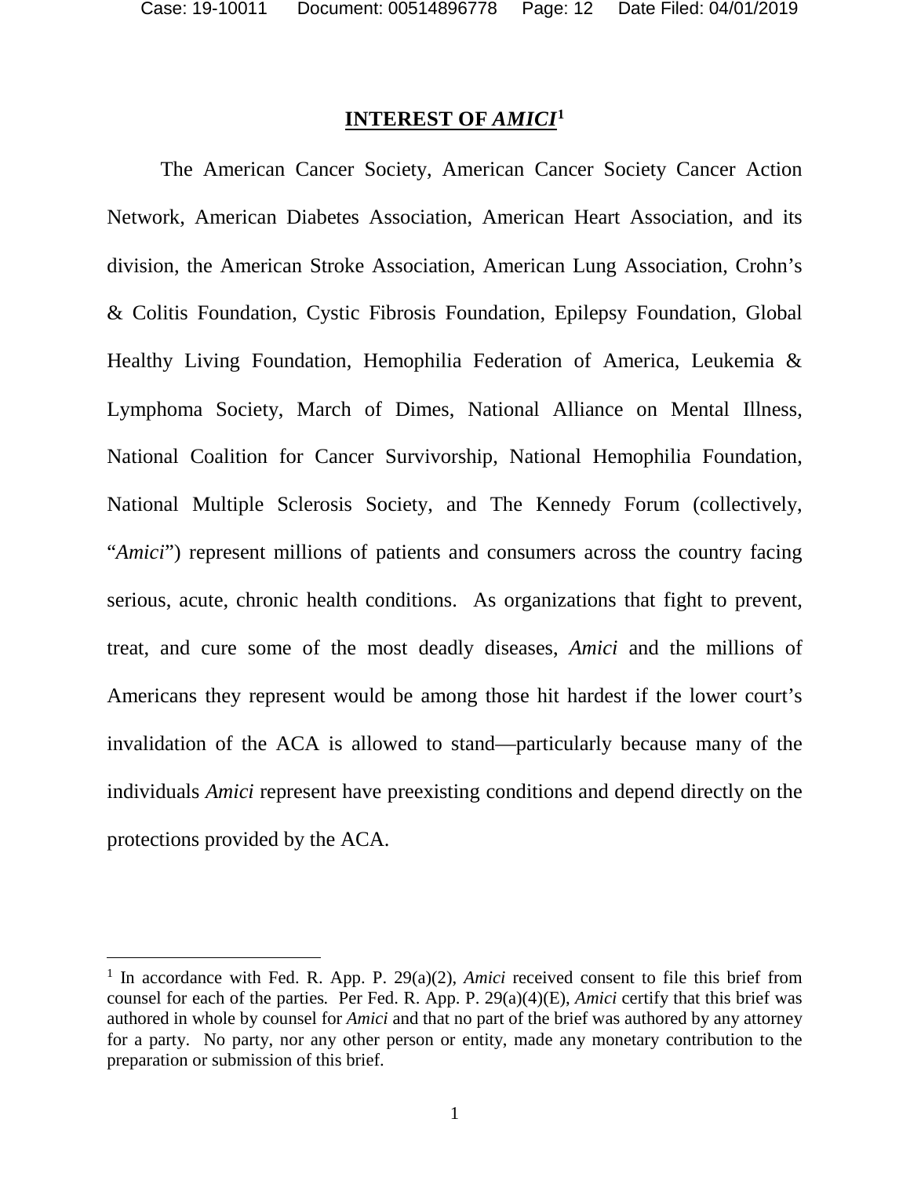## INTEREST OF *AMICI*[1]

The American Cancer Society, American Cancer Society Cancer Action Network, American Diabetes Association, American Heart Association, and its division, the American Stroke Association, American Lung Association, Crohn's & Colitis Foundation, Cystic Fibrosis Foundation, Epilepsy Foundation, Global Healthy Living Foundation, Hemophilia Federation of America, Leukemia & Lymphoma Society, March of Dimes, National Alliance on Mental Illness, National Coalition for Cancer Survivorship, National Hemophilia Foundation, National Multiple Sclerosis Society, and The Kennedy Forum (collectively, "*Amici*") represent millions of patients and consumers across the country facing serious, acute, chronic health conditions. As organizations that fight to prevent, treat, and cure some of the most deadly diseases, *Amici* and the millions of Americans they represent would be among those hit hardest if the lower court's invalidation of the ACA is allowed to stand—particularly because many of the individuals *Amici* represent have preexisting conditions and depend directly on the protections provided by the ACA.

---

[1] In accordance with Fed. R. App. P. 29(a)(2), *Amici* received consent to file this brief from counsel for each of the parties. Per Fed. R. App. P. 29(a)(4)(E), *Amici* certify that this brief was authored in whole by counsel for *Amici* and that no part of the brief was authored by any attorney for a party. No party, nor any other person or entity, made any monetary contribution to the preparation or submission of this brief.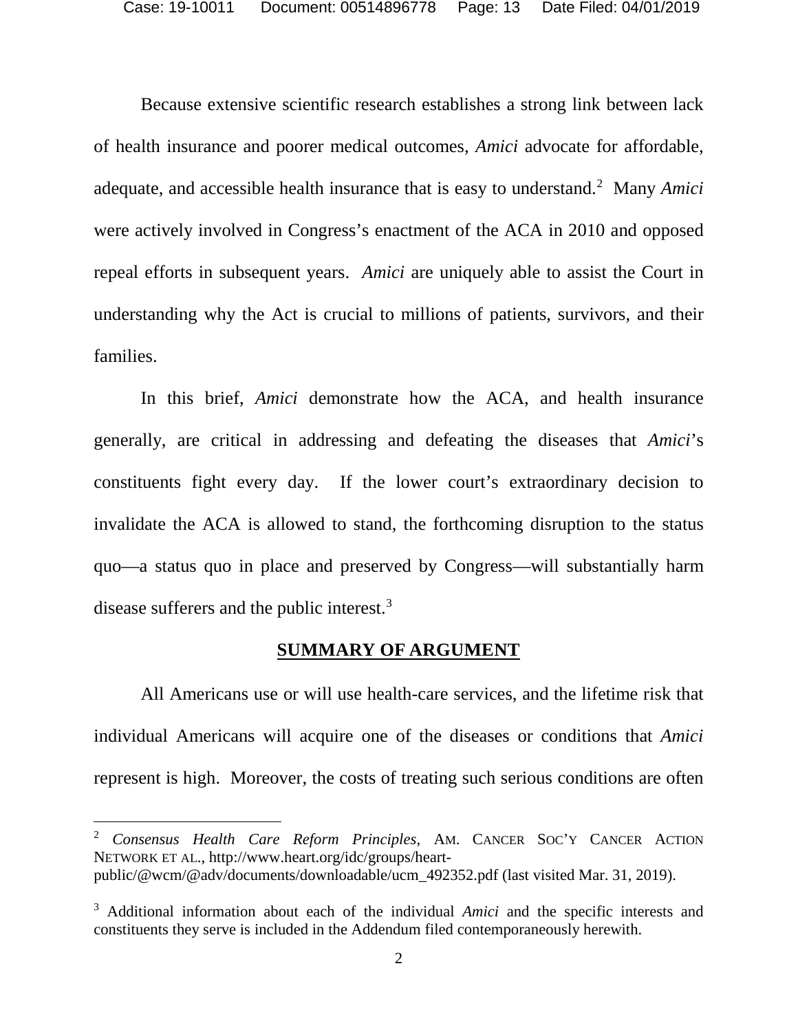Because extensive scientific research establishes a strong link between lack of health insurance and poorer medical outcomes, *Amici* advocate for affordable, adequate, and accessible health insurance that is easy to understand.[2] Many *Amici* were actively involved in Congress's enactment of the ACA in 2010 and opposed repeal efforts in subsequent years. *Amici* are uniquely able to assist the Court in understanding why the Act is crucial to millions of patients, survivors, and their families.

In this brief, *Amici* demonstrate how the ACA, and health insurance generally, are critical in addressing and defeating the diseases that *Amici*'s constituents fight every day. If the lower court's extraordinary decision to invalidate the ACA is allowed to stand, the forthcoming disruption to the status quo—a status quo in place and preserved by Congress—will substantially harm disease sufferers and the public interest.[3]

## SUMMARY OF ARGUMENT

All Americans use or will use health-care services, and the lifetime risk that individual Americans will acquire one of the diseases or conditions that *Amici* represent is high. Moreover, the costs of treating such serious conditions are often

---

[2] *Consensus Health Care Reform Principles*, AM. CANCER SOC'Y CANCER ACTION NETWORK ET AL., http://www.heart.org/idc/groups/heart-public/@wcm/@adv/documents/downloadable/ucm_492352.pdf (last visited Mar. 31, 2019).

[3] Additional information about each of the individual *Amici* and the specific interests and constituents they serve is included in the Addendum filed contemporaneously herewith.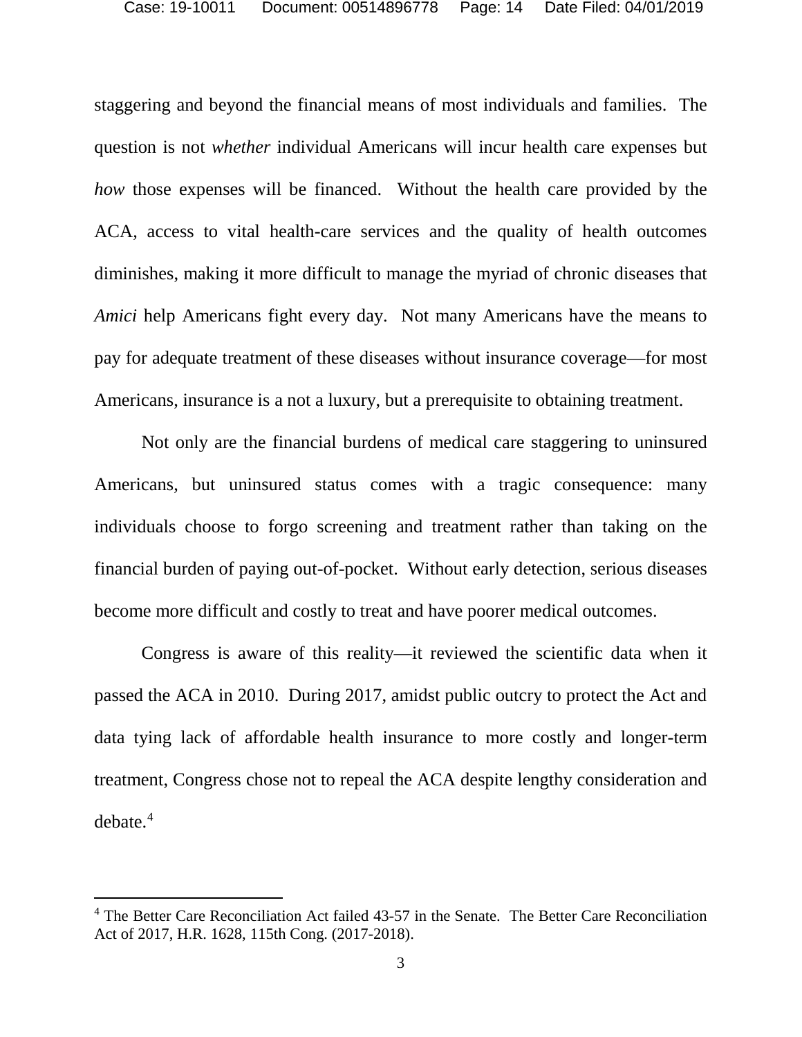staggering and beyond the financial means of most individuals and families. The question is not *whether* individual Americans will incur health care expenses but *how* those expenses will be financed. Without the health care provided by the ACA, access to vital health-care services and the quality of health outcomes diminishes, making it more difficult to manage the myriad of chronic diseases that *Amici* help Americans fight every day. Not many Americans have the means to pay for adequate treatment of these diseases without insurance coverage—for most Americans, insurance is a not a luxury, but a prerequisite to obtaining treatment.

Not only are the financial burdens of medical care staggering to uninsured Americans, but uninsured status comes with a tragic consequence: many individuals choose to forgo screening and treatment rather than taking on the financial burden of paying out-of-pocket. Without early detection, serious diseases become more difficult and costly to treat and have poorer medical outcomes.

Congress is aware of this reality—it reviewed the scientific data when it passed the ACA in 2010. During 2017, amidst public outcry to protect the Act and data tying lack of affordable health insurance to more costly and longer-term treatment, Congress chose not to repeal the ACA despite lengthy consideration and debate.[4]

---

[4] The Better Care Reconciliation Act failed 43-57 in the Senate. The Better Care Reconciliation Act of 2017, H.R. 1628, 115th Cong. (2017-2018).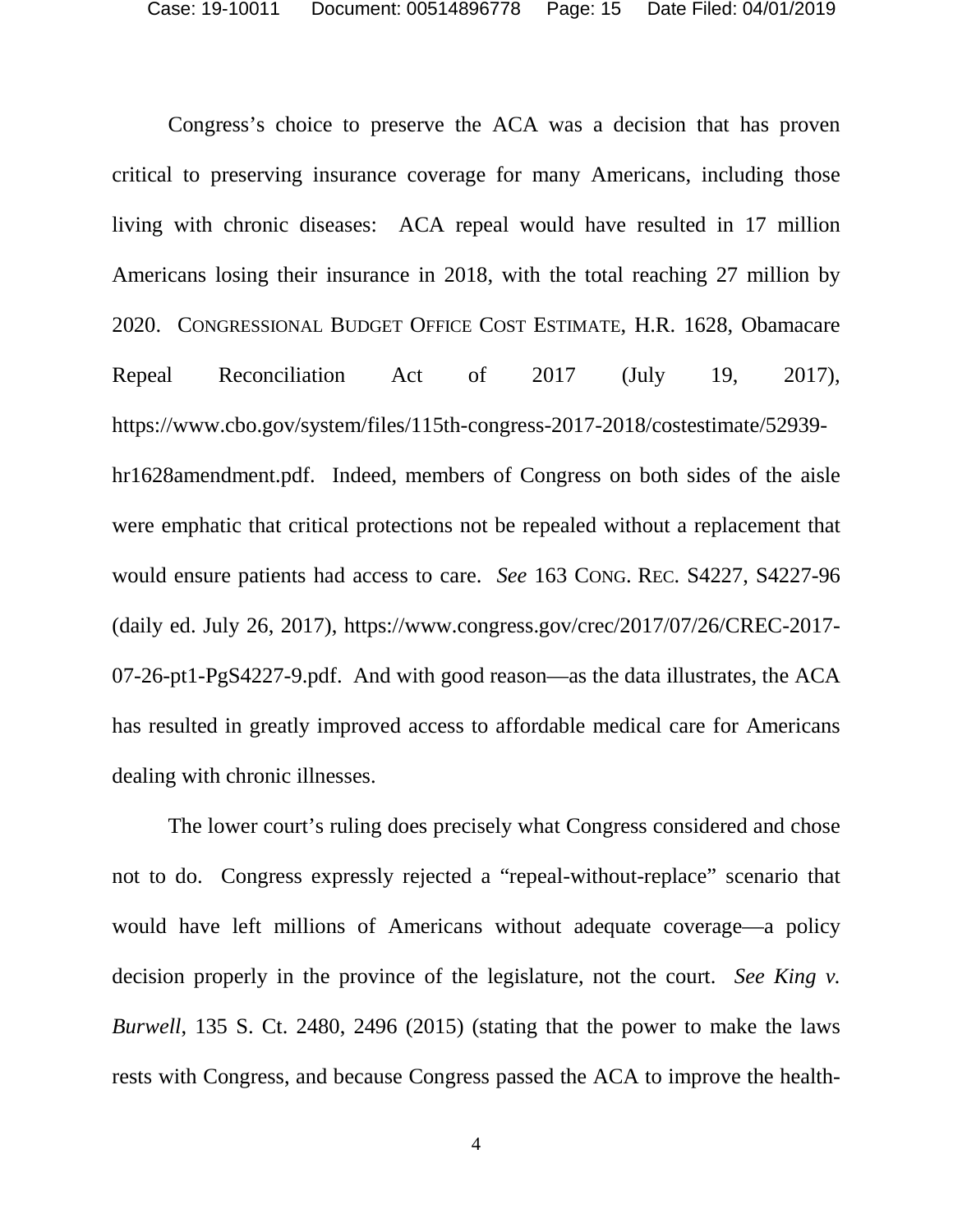Congress's choice to preserve the ACA was a decision that has proven critical to preserving insurance coverage for many Americans, including those living with chronic diseases: ACA repeal would have resulted in 17 million Americans losing their insurance in 2018, with the total reaching 27 million by 2020. CONGRESSIONAL BUDGET OFFICE COST ESTIMATE, H.R. 1628, Obamacare Repeal Reconciliation Act of 2017 (July 19, 2017), https://www.cbo.gov/system/files/115th-congress-2017-2018/costestimate/52939-hr1628amendment.pdf. Indeed, members of Congress on both sides of the aisle were emphatic that critical protections not be repealed without a replacement that would ensure patients had access to care. *See* 163 CONG. REC. S4227, S4227-96 (daily ed. July 26, 2017), https://www.congress.gov/crec/2017/07/26/CREC-2017-07-26-pt1-PgS4227-9.pdf. And with good reason—as the data illustrates, the ACA has resulted in greatly improved access to affordable medical care for Americans dealing with chronic illnesses.

The lower court's ruling does precisely what Congress considered and chose not to do. Congress expressly rejected a "repeal-without-replace" scenario that would have left millions of Americans without adequate coverage—a policy decision properly in the province of the legislature, not the court. *See King v. Burwell*, 135 S. Ct. 2480, 2496 (2015) (stating that the power to make the laws rests with Congress, and because Congress passed the ACA to improve the health-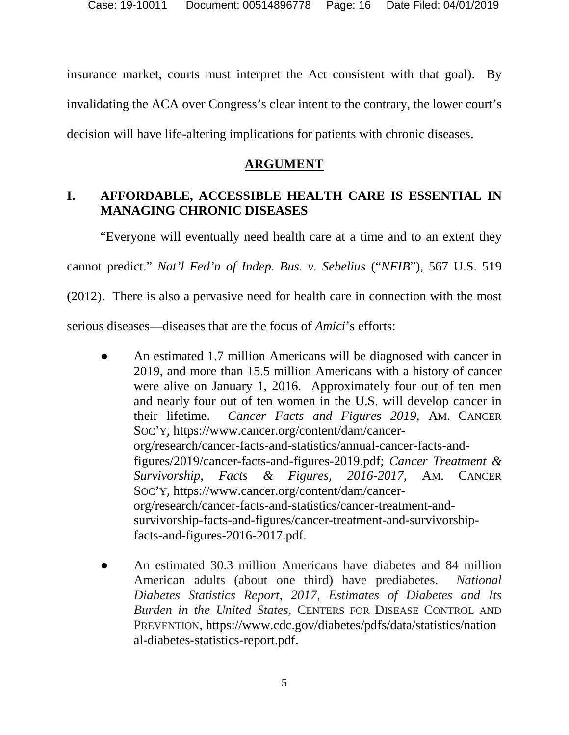insurance market, courts must interpret the Act consistent with that goal). By invalidating the ACA over Congress's clear intent to the contrary, the lower court's decision will have life-altering implications for patients with chronic diseases.

## ARGUMENT

### I. AFFORDABLE, ACCESSIBLE HEALTH CARE IS ESSENTIAL IN MANAGING CHRONIC DISEASES

"Everyone will eventually need health care at a time and to an extent they cannot predict." *Nat'l Fed'n of Indep. Bus. v. Sebelius* ("*NFIB*"), 567 U.S. 519 (2012). There is also a pervasive need for health care in connection with the most serious diseases—diseases that are the focus of *Amici*'s efforts:

- An estimated 1.7 million Americans will be diagnosed with cancer in 2019, and more than 15.5 million Americans with a history of cancer were alive on January 1, 2016. Approximately four out of ten men and nearly four out of ten women in the U.S. will develop cancer in their lifetime. *Cancer Facts and Figures 2019*, AM. CANCER SOC'Y, https://www.cancer.org/content/dam/cancer-org/research/cancer-facts-and-statistics/annual-cancer-facts-and-figures/2019/cancer-facts-and-figures-2019.pdf; *Cancer Treatment & Survivorship, Facts & Figures, 2016-2017*, AM. CANCER SOC'Y, https://www.cancer.org/content/dam/cancer-org/research/cancer-facts-and-statistics/cancer-treatment-and-survivorship-facts-and-figures/cancer-treatment-and-survivorship-facts-and-figures-2016-2017.pdf.

- An estimated 30.3 million Americans have diabetes and 84 million American adults (about one third) have prediabetes. *National Diabetes Statistics Report, 2017, Estimates of Diabetes and Its Burden in the United States*, CENTERS FOR DISEASE CONTROL AND PREVENTION, https://www.cdc.gov/diabetes/pdfs/data/statistics/national-diabetes-statistics-report.pdf.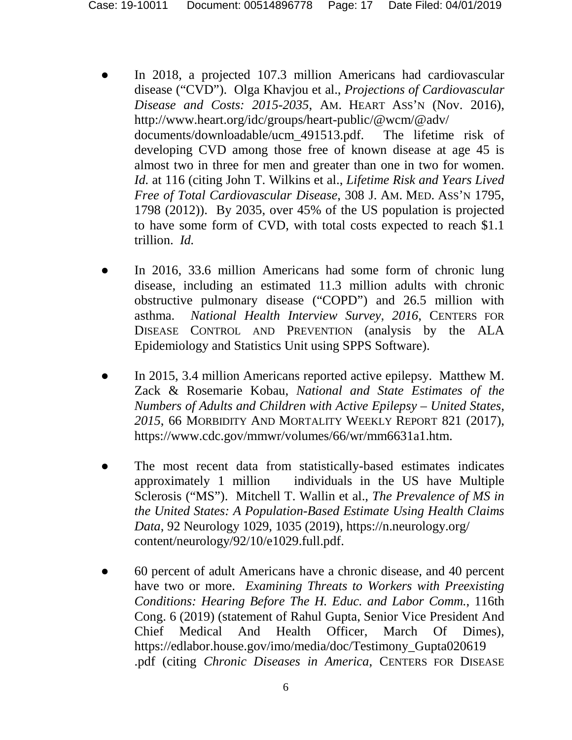- In 2018, a projected 107.3 million Americans had cardiovascular disease ("CVD"). Olga Khavjou et al., *Projections of Cardiovascular Disease and Costs: 2015-2035*, AM. HEART ASS'N (Nov. 2016), http://www.heart.org/idc/groups/heart-public/@wcm/@adv/documents/downloadable/ucm_491513.pdf. The lifetime risk of developing CVD among those free of known disease at age 45 is almost two in three for men and greater than one in two for women. *Id.* at 116 (citing John T. Wilkins et al., *Lifetime Risk and Years Lived Free of Total Cardiovascular Disease*, 308 J. AM. MED. ASS'N 1795, 1798 (2012)). By 2035, over 45% of the US population is projected to have some form of CVD, with total costs expected to reach $1.1 trillion. *Id.*

- In 2016, 33.6 million Americans had some form of chronic lung disease, including an estimated 11.3 million adults with chronic obstructive pulmonary disease ("COPD") and 26.5 million with asthma. *National Health Interview Survey, 2016*, CENTERS FOR DISEASE CONTROL AND PREVENTION (analysis by the ALA Epidemiology and Statistics Unit using SPPS Software).

- In 2015, 3.4 million Americans reported active epilepsy. Matthew M. Zack & Rosemarie Kobau, *National and State Estimates of the Numbers of Adults and Children with Active Epilepsy – United States, 2015*, 66 MORBIDITY AND MORTALITY WEEKLY REPORT 821 (2017), https://www.cdc.gov/mmwr/volumes/66/wr/mm6631a1.htm.

- The most recent data from statistically-based estimates indicates approximately 1 million individuals in the US have Multiple Sclerosis ("MS"). Mitchell T. Wallin et al., *The Prevalence of MS in the United States: A Population-Based Estimate Using Health Claims Data*, 92 Neurology 1029, 1035 (2019), https://n.neurology.org/content/neurology/92/10/e1029.full.pdf.

- 60 percent of adult Americans have a chronic disease, and 40 percent have two or more. *Examining Threats to Workers with Preexisting Conditions: Hearing Before The H. Educ. and Labor Comm.*, 116th Cong. 6 (2019) (statement of Rahul Gupta, Senior Vice President And Chief Medical And Health Officer, March Of Dimes), https://edlabor.house.gov/imo/media/doc/Testimony_Gupta020619.pdf (citing *Chronic Diseases in America*, CENTERS FOR DISEASE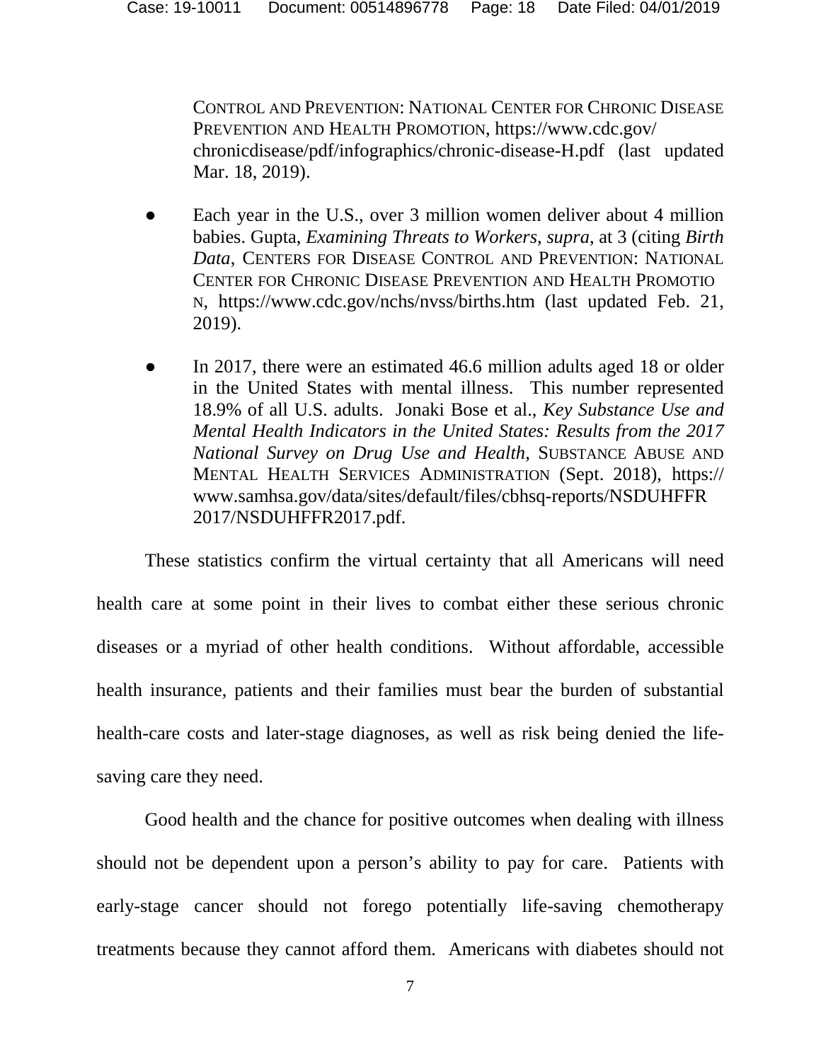CONTROL AND PREVENTION: NATIONAL CENTER FOR CHRONIC DISEASE PREVENTION AND HEALTH PROMOTION, https://www.cdc.gov/chronicdisease/pdf/infographics/chronic-disease-H.pdf (last updated Mar. 18, 2019).

- Each year in the U.S., over 3 million women deliver about 4 million babies. Gupta, *Examining Threats to Workers*, *supra*, at 3 (citing *Birth Data*, CENTERS FOR DISEASE CONTROL AND PREVENTION: NATIONAL CENTER FOR CHRONIC DISEASE PREVENTION AND HEALTH PROMOTION, https://www.cdc.gov/nchs/nvss/births.htm (last updated Feb. 21, 2019).

- In 2017, there were an estimated 46.6 million adults aged 18 or older in the United States with mental illness. This number represented 18.9% of all U.S. adults. Jonaki Bose et al., *Key Substance Use and Mental Health Indicators in the United States: Results from the 2017 National Survey on Drug Use and Health*, SUBSTANCE ABUSE AND MENTAL HEALTH SERVICES ADMINISTRATION (Sept. 2018), https://www.samhsa.gov/data/sites/default/files/cbhsq-reports/NSDUHFFR2017/NSDUHFFR2017.pdf.

These statistics confirm the virtual certainty that all Americans will need health care at some point in their lives to combat either these serious chronic diseases or a myriad of other health conditions. Without affordable, accessible health insurance, patients and their families must bear the burden of substantial health-care costs and later-stage diagnoses, as well as risk being denied the life-saving care they need.

Good health and the chance for positive outcomes when dealing with illness should not be dependent upon a person's ability to pay for care. Patients with early-stage cancer should not forego potentially life-saving chemotherapy treatments because they cannot afford them. Americans with diabetes should not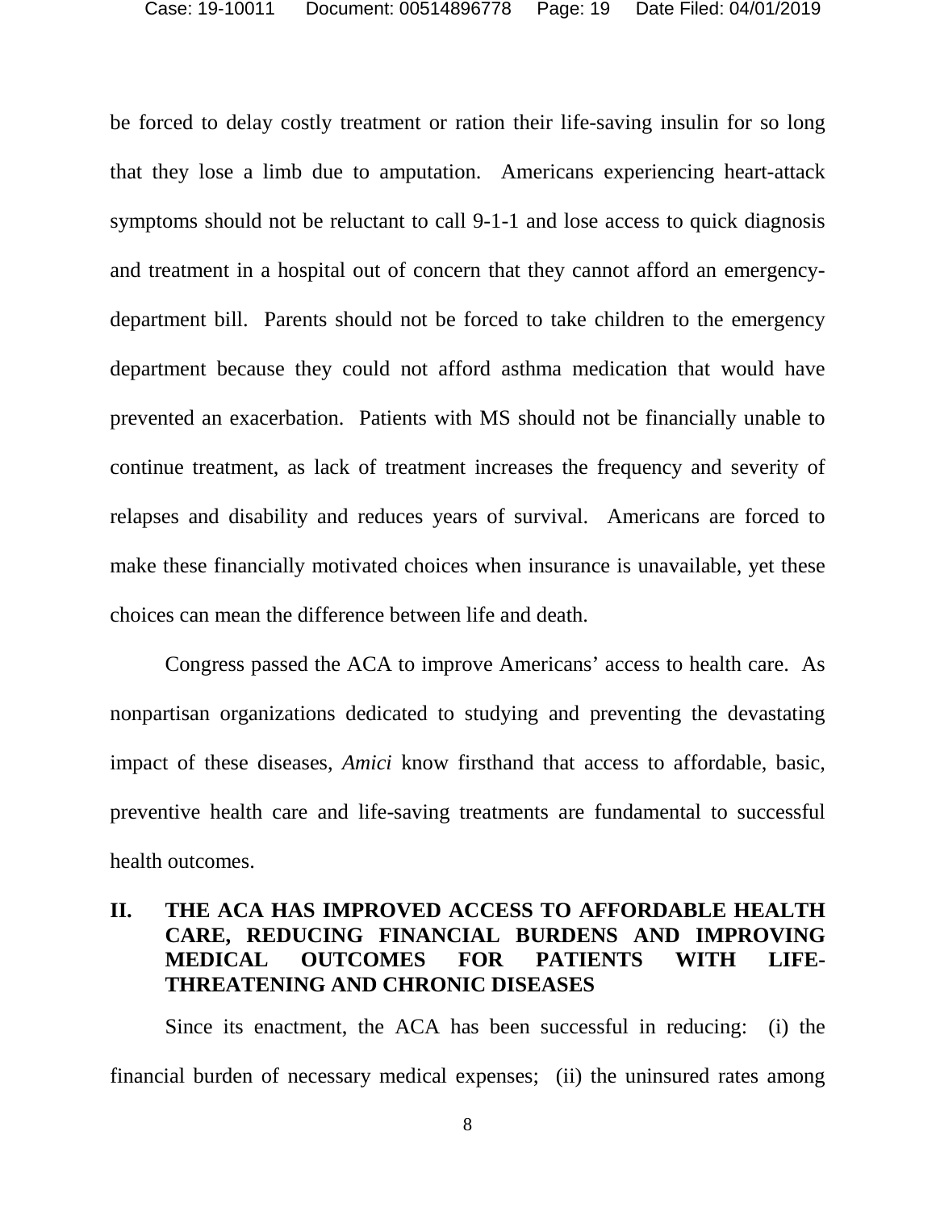be forced to delay costly treatment or ration their life-saving insulin for so long that they lose a limb due to amputation. Americans experiencing heart-attack symptoms should not be reluctant to call 9-1-1 and lose access to quick diagnosis and treatment in a hospital out of concern that they cannot afford an emergency-department bill. Parents should not be forced to take children to the emergency department because they could not afford asthma medication that would have prevented an exacerbation. Patients with MS should not be financially unable to continue treatment, as lack of treatment increases the frequency and severity of relapses and disability and reduces years of survival. Americans are forced to make these financially motivated choices when insurance is unavailable, yet these choices can mean the difference between life and death.

Congress passed the ACA to improve Americans' access to health care. As nonpartisan organizations dedicated to studying and preventing the devastating impact of these diseases, *Amici* know firsthand that access to affordable, basic, preventive health care and life-saving treatments are fundamental to successful health outcomes.

## II. THE ACA HAS IMPROVED ACCESS TO AFFORDABLE HEALTH CARE, REDUCING FINANCIAL BURDENS AND IMPROVING MEDICAL OUTCOMES FOR PATIENTS WITH LIFE-THREATENING AND CHRONIC DISEASES

Since its enactment, the ACA has been successful in reducing: (i) the financial burden of necessary medical expenses; (ii) the uninsured rates among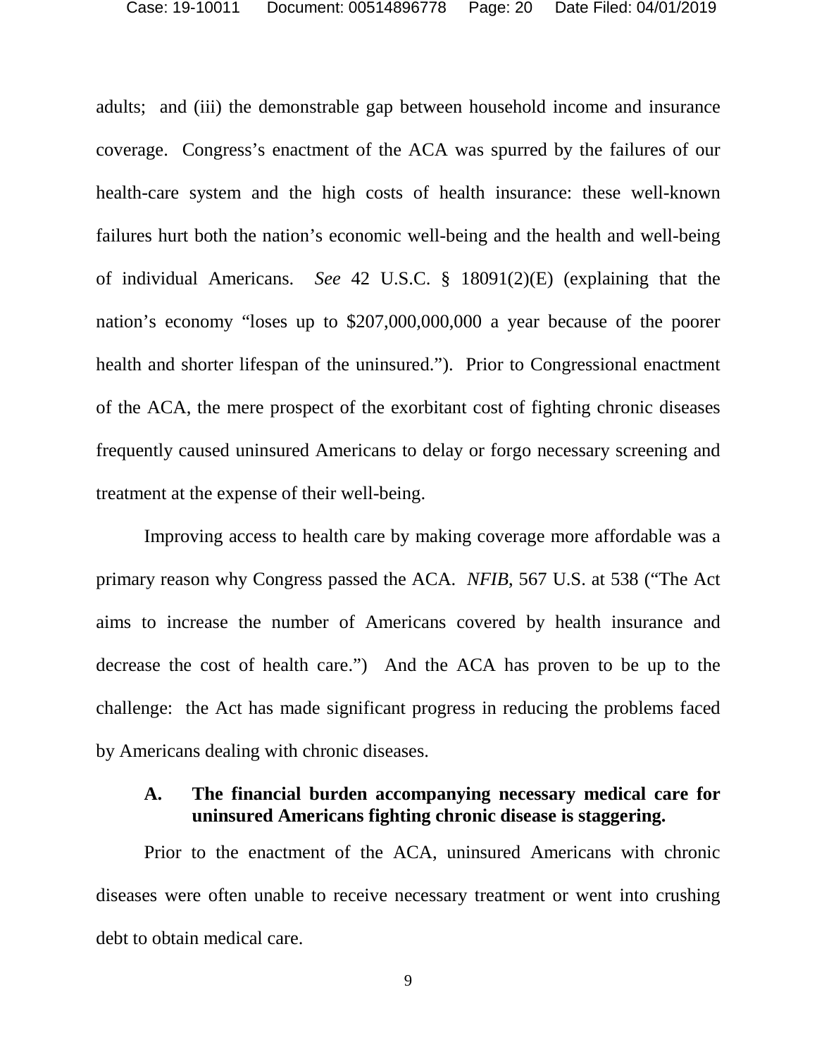adults; and (iii) the demonstrable gap between household income and insurance coverage. Congress's enactment of the ACA was spurred by the failures of our health-care system and the high costs of health insurance: these well-known failures hurt both the nation's economic well-being and the health and well-being of individual Americans. *See* 42 U.S.C. § 18091(2)(E) (explaining that the nation's economy "loses up to $207,000,000,000 a year because of the poorer health and shorter lifespan of the uninsured."). Prior to Congressional enactment of the ACA, the mere prospect of the exorbitant cost of fighting chronic diseases frequently caused uninsured Americans to delay or forgo necessary screening and treatment at the expense of their well-being.

Improving access to health care by making coverage more affordable was a primary reason why Congress passed the ACA. *NFIB*, 567 U.S. at 538 ("The Act aims to increase the number of Americans covered by health insurance and decrease the cost of health care.") And the ACA has proven to be up to the challenge: the Act has made significant progress in reducing the problems faced by Americans dealing with chronic diseases.

### A. The financial burden accompanying necessary medical care for uninsured Americans fighting chronic disease is staggering.

Prior to the enactment of the ACA, uninsured Americans with chronic diseases were often unable to receive necessary treatment or went into crushing debt to obtain medical care.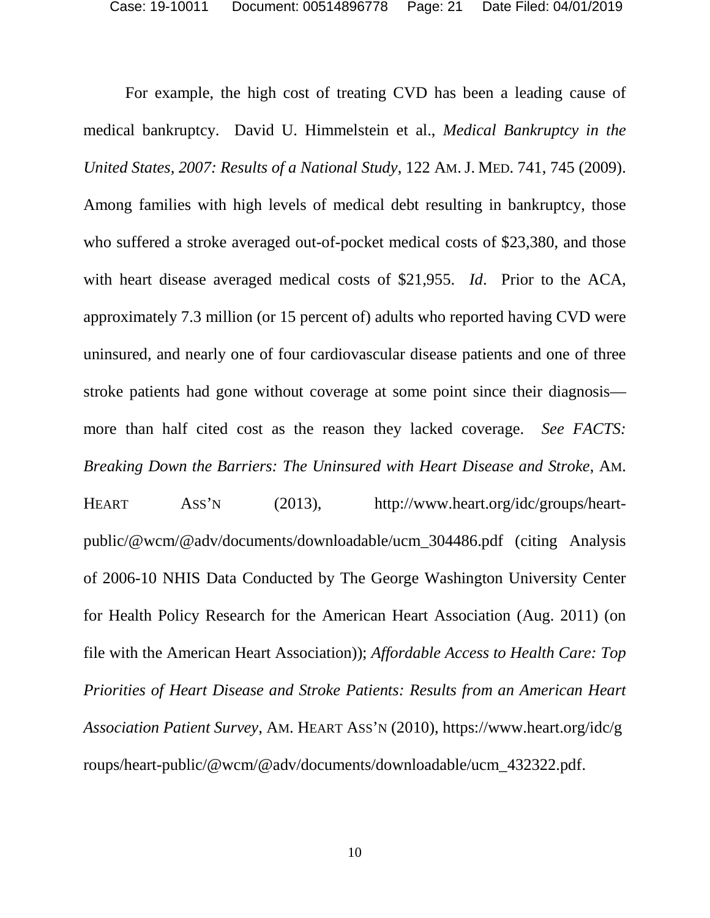For example, the high cost of treating CVD has been a leading cause of medical bankruptcy. David U. Himmelstein et al., *Medical Bankruptcy in the United States, 2007: Results of a National Study*, 122 AM. J. MED. 741, 745 (2009). Among families with high levels of medical debt resulting in bankruptcy, those who suffered a stroke averaged out-of-pocket medical costs of $23,380, and those with heart disease averaged medical costs of $21,955. *Id*. Prior to the ACA, approximately 7.3 million (or 15 percent of) adults who reported having CVD were uninsured, and nearly one of four cardiovascular disease patients and one of three stroke patients had gone without coverage at some point since their diagnosis—more than half cited cost as the reason they lacked coverage. *See FACTS: Breaking Down the Barriers: The Uninsured with Heart Disease and Stroke*, AM. HEART ASS'N (2013), http://www.heart.org/idc/groups/heart-public/@wcm/@adv/documents/downloadable/ucm_304486.pdf (citing Analysis of 2006-10 NHIS Data Conducted by The George Washington University Center for Health Policy Research for the American Heart Association (Aug. 2011) (on file with the American Heart Association)); *Affordable Access to Health Care: Top Priorities of Heart Disease and Stroke Patients: Results from an American Heart Association Patient Survey*, AM. HEART ASS'N (2010), https://www.heart.org/idc/groups/heart-public/@wcm/@adv/documents/downloadable/ucm_432322.pdf.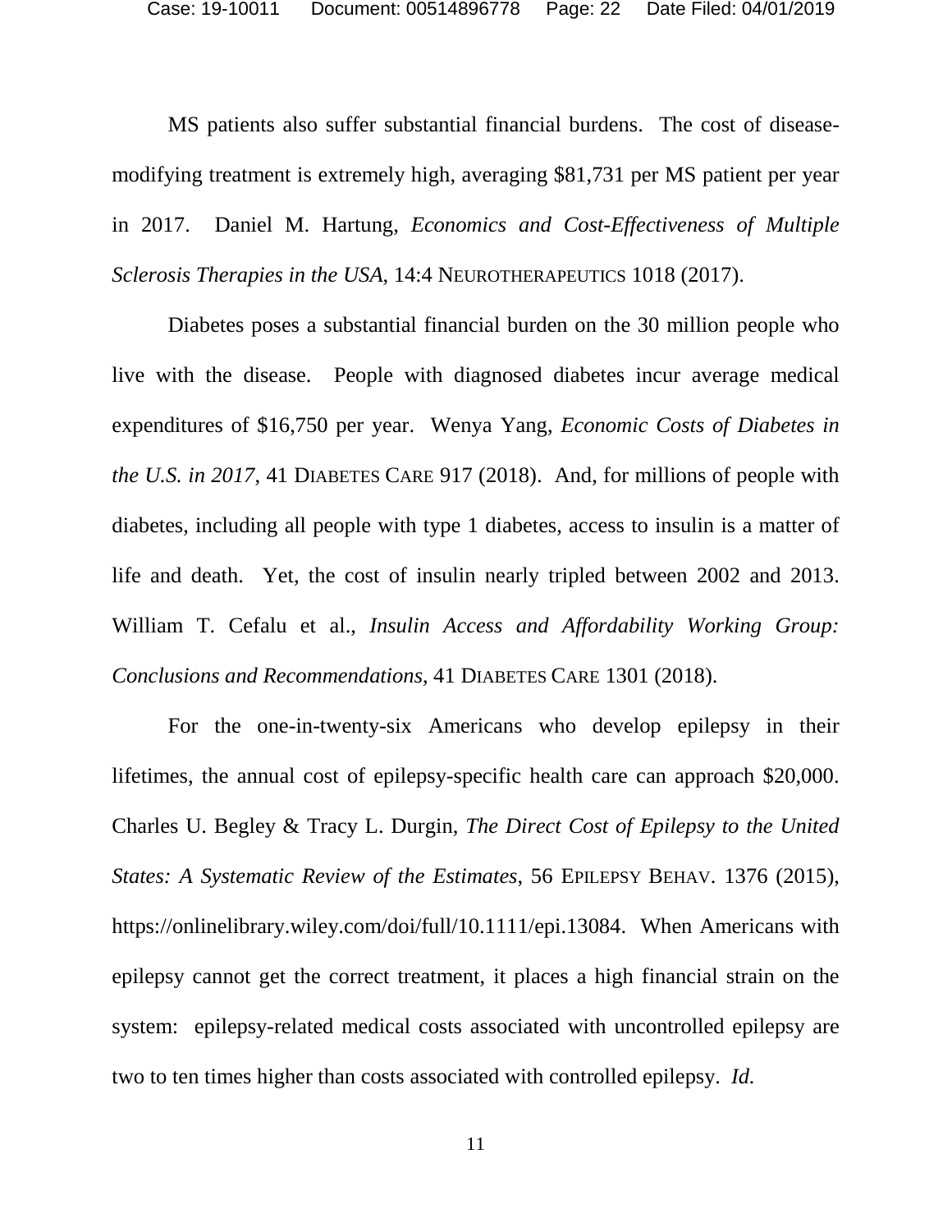MS patients also suffer substantial financial burdens. The cost of disease-modifying treatment is extremely high, averaging $81,731 per MS patient per year in 2017. Daniel M. Hartung, *Economics and Cost-Effectiveness of Multiple Sclerosis Therapies in the USA*, 14:4 NEUROTHERAPEUTICS 1018 (2017).

Diabetes poses a substantial financial burden on the 30 million people who live with the disease. People with diagnosed diabetes incur average medical expenditures of $16,750 per year. Wenya Yang, *Economic Costs of Diabetes in the U.S. in 2017*, 41 DIABETES CARE 917 (2018). And, for millions of people with diabetes, including all people with type 1 diabetes, access to insulin is a matter of life and death. Yet, the cost of insulin nearly tripled between 2002 and 2013. William T. Cefalu et al., *Insulin Access and Affordability Working Group: Conclusions and Recommendations*, 41 DIABETES CARE 1301 (2018).

For the one-in-twenty-six Americans who develop epilepsy in their lifetimes, the annual cost of epilepsy-specific health care can approach $20,000. Charles U. Begley & Tracy L. Durgin, *The Direct Cost of Epilepsy to the United States: A Systematic Review of the Estimates*, 56 EPILEPSY BEHAV. 1376 (2015), https://onlinelibrary.wiley.com/doi/full/10.1111/epi.13084. When Americans with epilepsy cannot get the correct treatment, it places a high financial strain on the system: epilepsy-related medical costs associated with uncontrolled epilepsy are two to ten times higher than costs associated with controlled epilepsy. *Id.*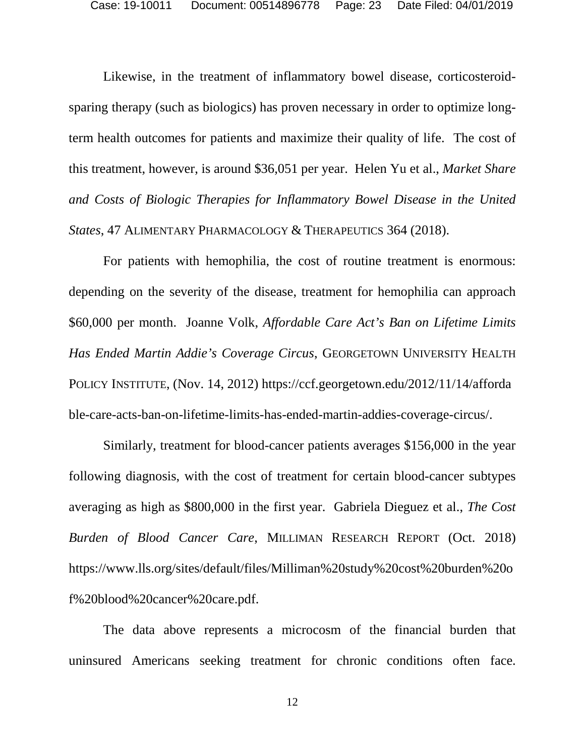Likewise, in the treatment of inflammatory bowel disease, corticosteroid-sparing therapy (such as biologics) has proven necessary in order to optimize long-term health outcomes for patients and maximize their quality of life. The cost of this treatment, however, is around $36,051 per year. Helen Yu et al., *Market Share and Costs of Biologic Therapies for Inflammatory Bowel Disease in the United States*, 47 ALIMENTARY PHARMACOLOGY & THERAPEUTICS 364 (2018).

For patients with hemophilia, the cost of routine treatment is enormous: depending on the severity of the disease, treatment for hemophilia can approach $60,000 per month. Joanne Volk, *Affordable Care Act's Ban on Lifetime Limits Has Ended Martin Addie's Coverage Circus*, GEORGETOWN UNIVERSITY HEALTH POLICY INSTITUTE, (Nov. 14, 2012) https://ccf.georgetown.edu/2012/11/14/affordable-care-acts-ban-on-lifetime-limits-has-ended-martin-addies-coverage-circus/.

Similarly, treatment for blood-cancer patients averages $156,000 in the year following diagnosis, with the cost of treatment for certain blood-cancer subtypes averaging as high as $800,000 in the first year. Gabriela Dieguez et al., *The Cost Burden of Blood Cancer Care*, MILLIMAN RESEARCH REPORT (Oct. 2018) https://www.lls.org/sites/default/files/Milliman%20study%20cost%20burden%20of%20blood%20cancer%20care.pdf.

The data above represents a microcosm of the financial burden that uninsured Americans seeking treatment for chronic conditions often face.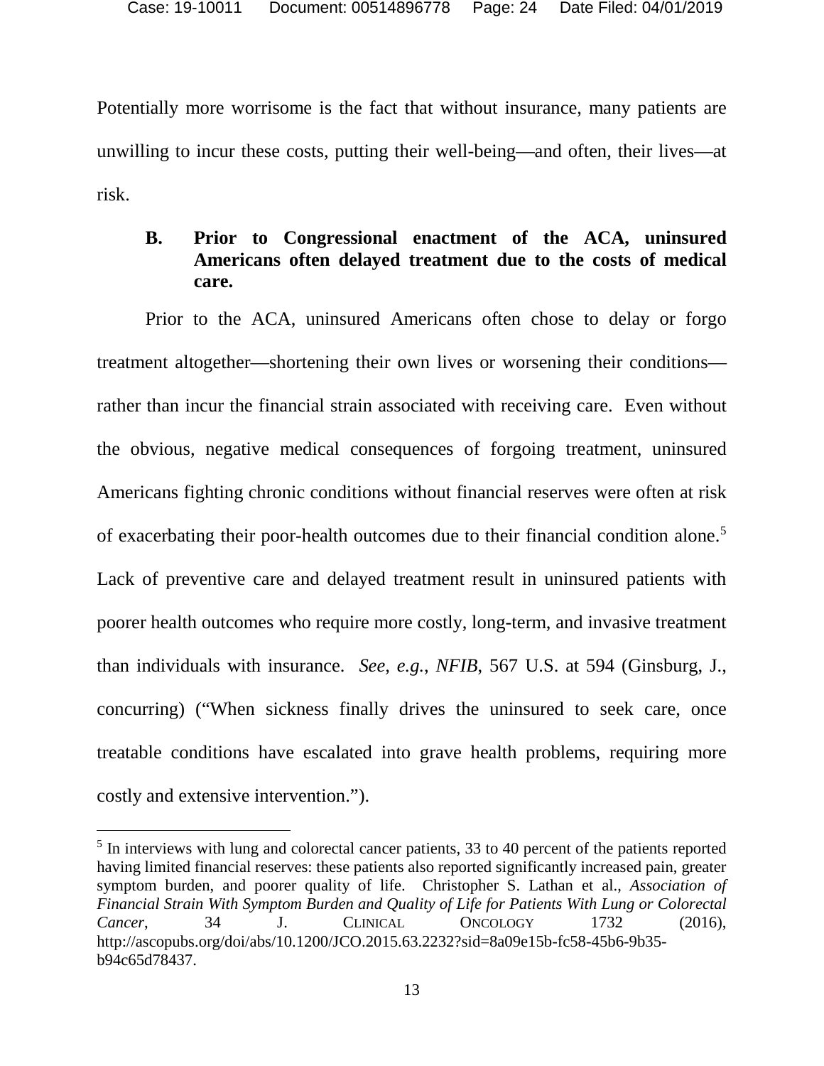Potentially more worrisome is the fact that without insurance, many patients are unwilling to incur these costs, putting their well-being—and often, their lives—at risk.

### B. Prior to Congressional enactment of the ACA, uninsured Americans often delayed treatment due to the costs of medical care.

Prior to the ACA, uninsured Americans often chose to delay or forgo treatment altogether—shortening their own lives or worsening their conditions—rather than incur the financial strain associated with receiving care. Even without the obvious, negative medical consequences of forgoing treatment, uninsured Americans fighting chronic conditions without financial reserves were often at risk of exacerbating their poor-health outcomes due to their financial condition alone.[5] Lack of preventive care and delayed treatment result in uninsured patients with poorer health outcomes who require more costly, long-term, and invasive treatment than individuals with insurance. *See, e.g.*, *NFIB*, 567 U.S. at 594 (Ginsburg, J., concurring) ("When sickness finally drives the uninsured to seek care, once treatable conditions have escalated into grave health problems, requiring more costly and extensive intervention.").

---

[5] In interviews with lung and colorectal cancer patients, 33 to 40 percent of the patients reported having limited financial reserves: these patients also reported significantly increased pain, greater symptom burden, and poorer quality of life. Christopher S. Lathan et al., *Association of Financial Strain With Symptom Burden and Quality of Life for Patients With Lung or Colorectal Cancer*, 34 J. CLINICAL ONCOLOGY 1732 (2016), http://ascopubs.org/doi/abs/10.1200/JCO.2015.63.2232?sid=8a09e15b-fc58-45b6-9b35-b94c65d78437.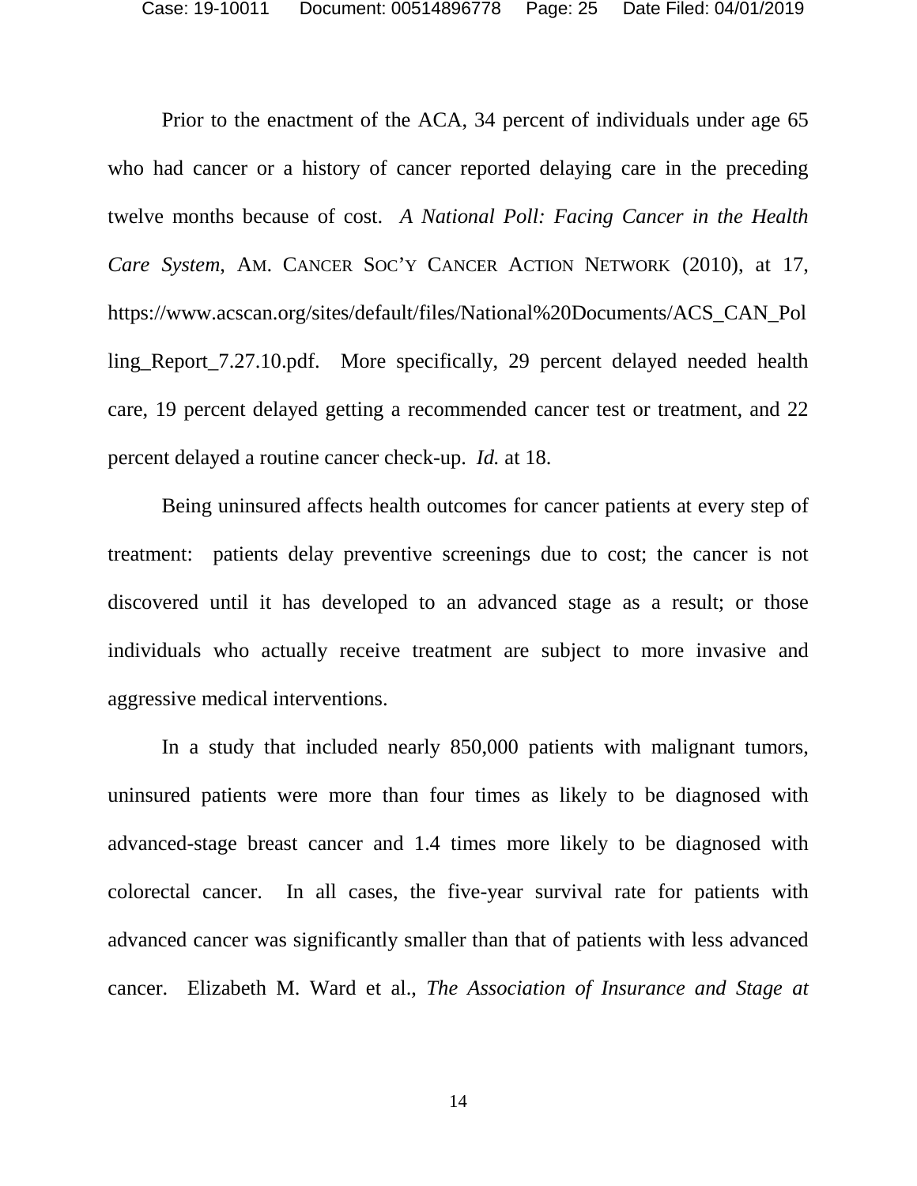Prior to the enactment of the ACA, 34 percent of individuals under age 65 who had cancer or a history of cancer reported delaying care in the preceding twelve months because of cost. *A National Poll: Facing Cancer in the Health Care System*, AM. CANCER SOC'Y CANCER ACTION NETWORK (2010), at 17, https://www.acscan.org/sites/default/files/National%20Documents/ACS_CAN_Polling_Report_7.27.10.pdf. More specifically, 29 percent delayed needed health care, 19 percent delayed getting a recommended cancer test or treatment, and 22 percent delayed a routine cancer check-up. *Id.* at 18.

Being uninsured affects health outcomes for cancer patients at every step of treatment: patients delay preventive screenings due to cost; the cancer is not discovered until it has developed to an advanced stage as a result; or those individuals who actually receive treatment are subject to more invasive and aggressive medical interventions.

In a study that included nearly 850,000 patients with malignant tumors, uninsured patients were more than four times as likely to be diagnosed with advanced-stage breast cancer and 1.4 times more likely to be diagnosed with colorectal cancer. In all cases, the five-year survival rate for patients with advanced cancer was significantly smaller than that of patients with less advanced cancer. Elizabeth M. Ward et al., *The Association of Insurance and Stage at*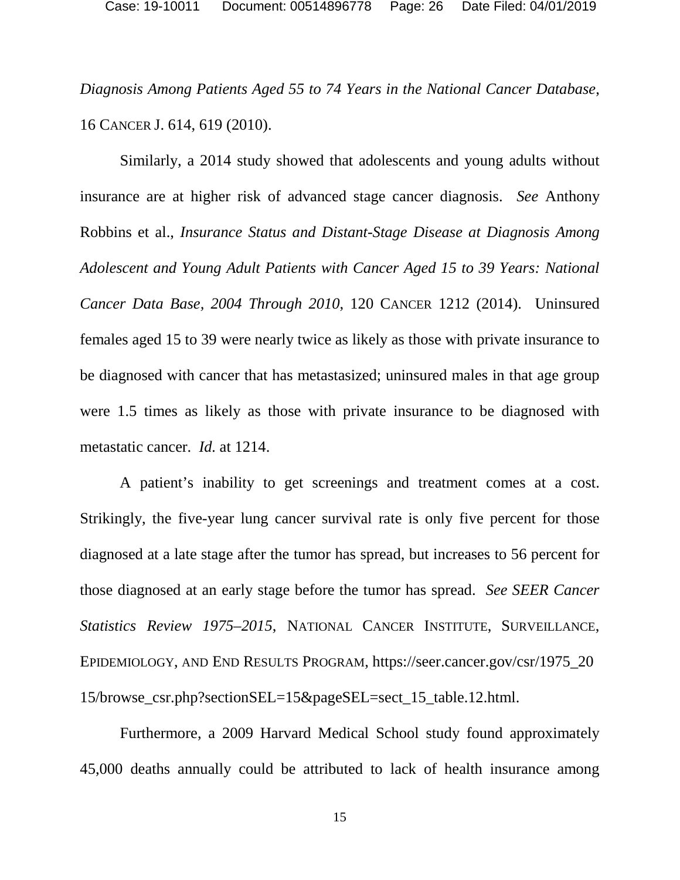*Diagnosis Among Patients Aged 55 to 74 Years in the National Cancer Database*, 16 CANCER J. 614, 619 (2010).

Similarly, a 2014 study showed that adolescents and young adults without insurance are at higher risk of advanced stage cancer diagnosis. *See* Anthony Robbins et al., *Insurance Status and Distant-Stage Disease at Diagnosis Among Adolescent and Young Adult Patients with Cancer Aged 15 to 39 Years: National Cancer Data Base, 2004 Through 2010*, 120 CANCER 1212 (2014). Uninsured females aged 15 to 39 were nearly twice as likely as those with private insurance to be diagnosed with cancer that has metastasized; uninsured males in that age group were 1.5 times as likely as those with private insurance to be diagnosed with metastatic cancer. *Id.* at 1214.

A patient's inability to get screenings and treatment comes at a cost. Strikingly, the five-year lung cancer survival rate is only five percent for those diagnosed at a late stage after the tumor has spread, but increases to 56 percent for those diagnosed at an early stage before the tumor has spread. *See SEER Cancer Statistics Review 1975–2015*, NATIONAL CANCER INSTITUTE, SURVEILLANCE, EPIDEMIOLOGY, AND END RESULTS PROGRAM, https://seer.cancer.gov/csr/1975_2015/browse_csr.php?sectionSEL=15&pageSEL=sect_15_table.12.html.

Furthermore, a 2009 Harvard Medical School study found approximately 45,000 deaths annually could be attributed to lack of health insurance among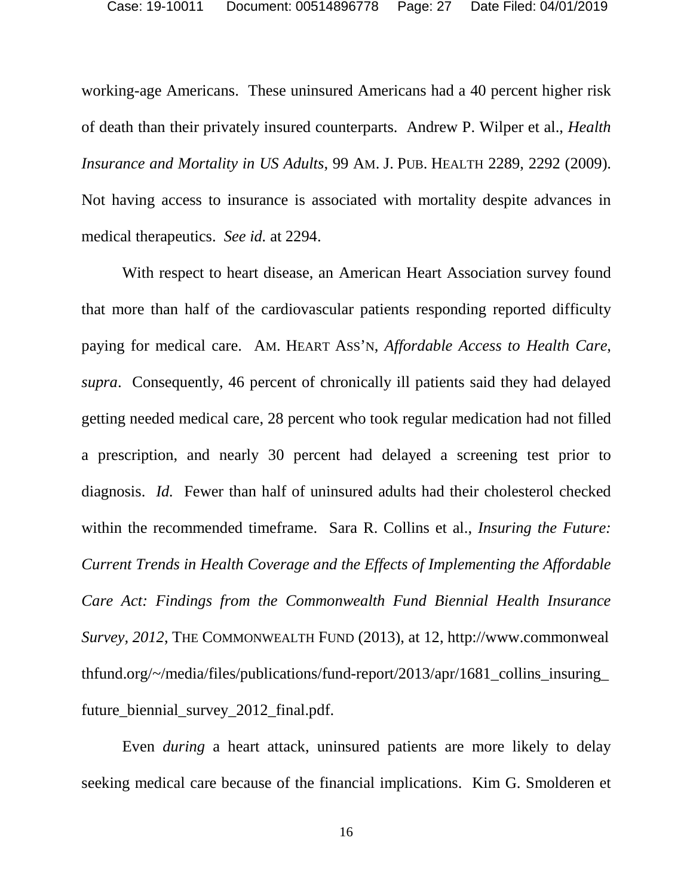working-age Americans. These uninsured Americans had a 40 percent higher risk of death than their privately insured counterparts. Andrew P. Wilper et al., *Health Insurance and Mortality in US Adults*, 99 AM. J. PUB. HEALTH 2289, 2292 (2009). Not having access to insurance is associated with mortality despite advances in medical therapeutics. *See id.* at 2294.

With respect to heart disease, an American Heart Association survey found that more than half of the cardiovascular patients responding reported difficulty paying for medical care. AM. HEART ASS'N, *Affordable Access to Health Care*, *supra*. Consequently, 46 percent of chronically ill patients said they had delayed getting needed medical care, 28 percent who took regular medication had not filled a prescription, and nearly 30 percent had delayed a screening test prior to diagnosis. *Id.* Fewer than half of uninsured adults had their cholesterol checked within the recommended timeframe. Sara R. Collins et al., *Insuring the Future: Current Trends in Health Coverage and the Effects of Implementing the Affordable Care Act: Findings from the Commonwealth Fund Biennial Health Insurance Survey, 2012*, THE COMMONWEALTH FUND (2013), at 12, http://www.commonwealthfund.org/~/media/files/publications/fund-report/2013/apr/1681_collins_insuring_future_biennial_survey_2012_final.pdf.

Even *during* a heart attack, uninsured patients are more likely to delay seeking medical care because of the financial implications. Kim G. Smolderen et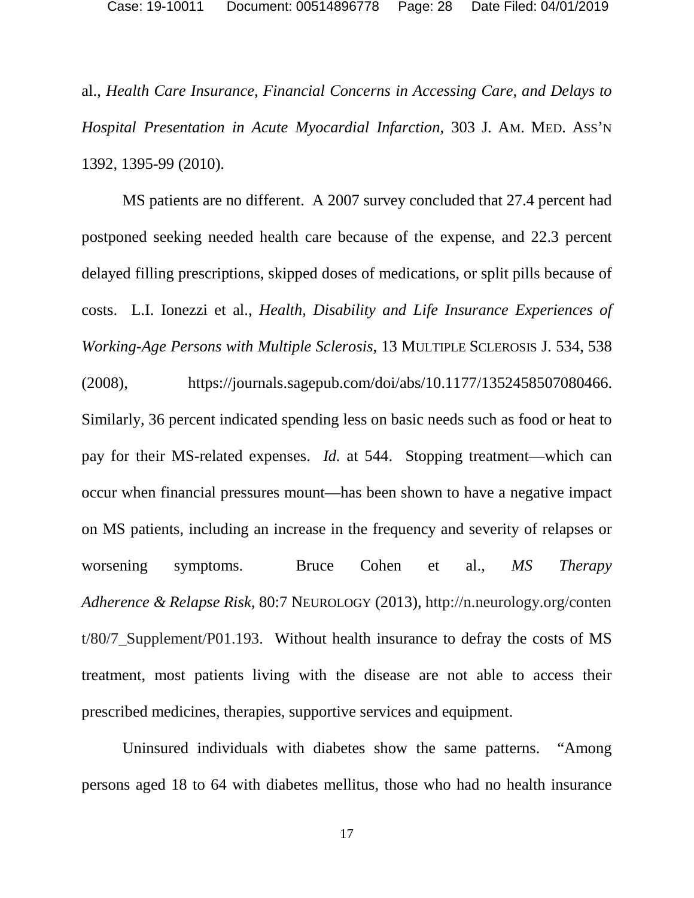al., *Health Care Insurance, Financial Concerns in Accessing Care, and Delays to Hospital Presentation in Acute Myocardial Infarction*, 303 J. AM. MED. ASS'N 1392, 1395-99 (2010).

MS patients are no different. A 2007 survey concluded that 27.4 percent had postponed seeking needed health care because of the expense, and 22.3 percent delayed filling prescriptions, skipped doses of medications, or split pills because of costs. L.I. Ionezzi et al., *Health, Disability and Life Insurance Experiences of Working-Age Persons with Multiple Sclerosis*, 13 MULTIPLE SCLEROSIS J. 534, 538 (2008), https://journals.sagepub.com/doi/abs/10.1177/1352458507080466. Similarly, 36 percent indicated spending less on basic needs such as food or heat to pay for their MS-related expenses. *Id.* at 544. Stopping treatment—which can occur when financial pressures mount—has been shown to have a negative impact on MS patients, including an increase in the frequency and severity of relapses or worsening symptoms. Bruce Cohen et al., *MS Therapy Adherence & Relapse Risk*, 80:7 NEUROLOGY (2013), http://n.neurology.org/content/80/7_Supplement/P01.193. Without health insurance to defray the costs of MS treatment, most patients living with the disease are not able to access their prescribed medicines, therapies, supportive services and equipment.

Uninsured individuals with diabetes show the same patterns. "Among persons aged 18 to 64 with diabetes mellitus, those who had no health insurance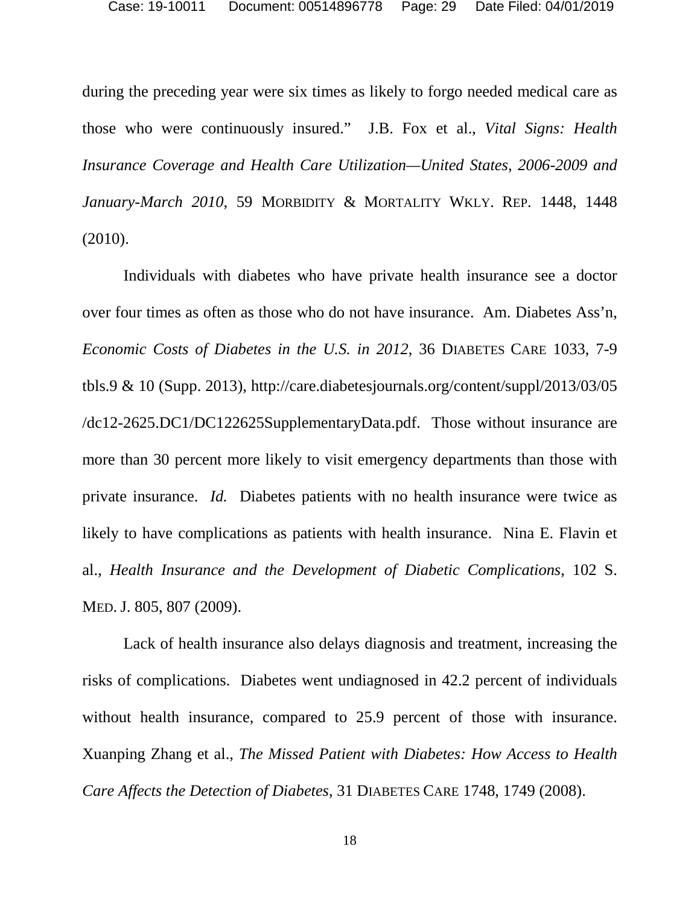during the preceding year were six times as likely to forgo needed medical care as those who were continuously insured." J.B. Fox et al., *Vital Signs: Health Insurance Coverage and Health Care Utilization—United States, 2006-2009 and January-March 2010*, 59 MORBIDITY & MORTALITY WKLY. REP. 1448, 1448 (2010).

Individuals with diabetes who have private health insurance see a doctor over four times as often as those who do not have insurance. Am. Diabetes Ass'n, *Economic Costs of Diabetes in the U.S. in 2012*, 36 DIABETES CARE 1033, 7-9 tbls.9 & 10 (Supp. 2013), http://care.diabetesjournals.org/content/suppl/2013/03/05/dc12-2625.DC1/DC122625SupplementaryData.pdf. Those without insurance are more than 30 percent more likely to visit emergency departments than those with private insurance. *Id.* Diabetes patients with no health insurance were twice as likely to have complications as patients with health insurance. Nina E. Flavin et al., *Health Insurance and the Development of Diabetic Complications*, 102 S. MED. J. 805, 807 (2009).

Lack of health insurance also delays diagnosis and treatment, increasing the risks of complications. Diabetes went undiagnosed in 42.2 percent of individuals without health insurance, compared to 25.9 percent of those with insurance. Xuanping Zhang et al., *The Missed Patient with Diabetes: How Access to Health Care Affects the Detection of Diabetes*, 31 DIABETES CARE 1748, 1749 (2008).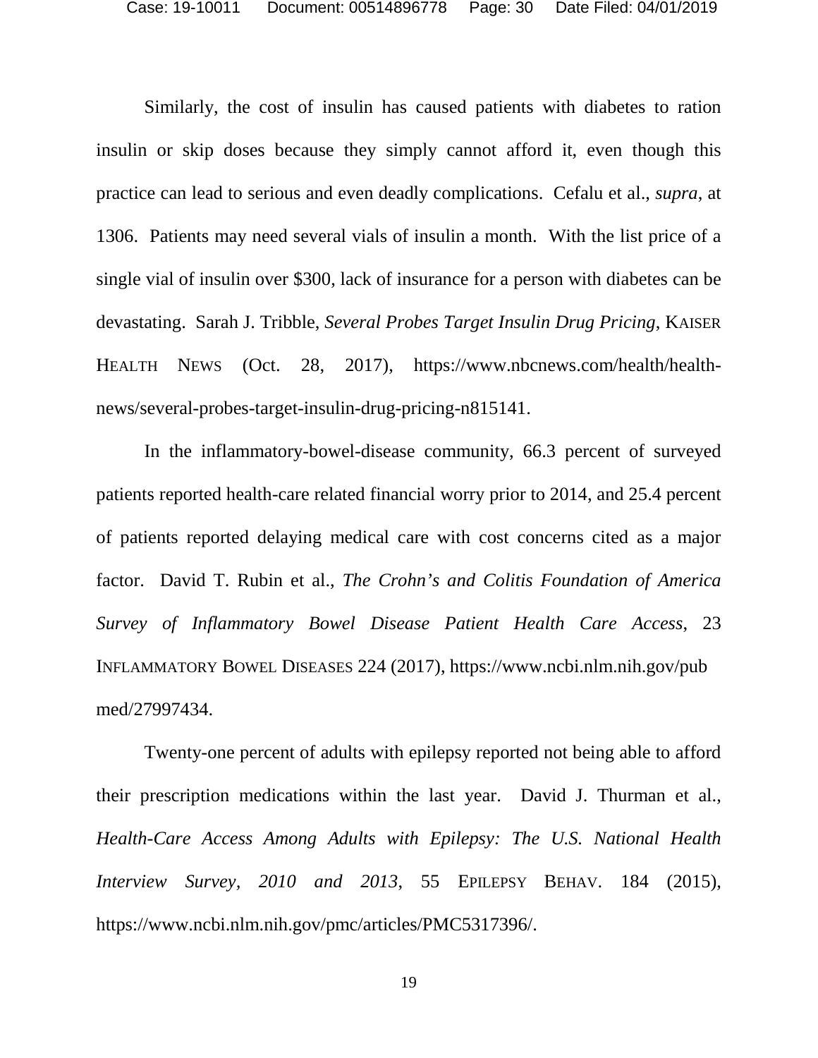Similarly, the cost of insulin has caused patients with diabetes to ration insulin or skip doses because they simply cannot afford it, even though this practice can lead to serious and even deadly complications. Cefalu et al., *supra*, at 1306. Patients may need several vials of insulin a month. With the list price of a single vial of insulin over $300, lack of insurance for a person with diabetes can be devastating. Sarah J. Tribble, *Several Probes Target Insulin Drug Pricing*, KAISER HEALTH NEWS (Oct. 28, 2017), https://www.nbcnews.com/health/health-news/several-probes-target-insulin-drug-pricing-n815141.

In the inflammatory-bowel-disease community, 66.3 percent of surveyed patients reported health-care related financial worry prior to 2014, and 25.4 percent of patients reported delaying medical care with cost concerns cited as a major factor. David T. Rubin et al., *The Crohn's and Colitis Foundation of America Survey of Inflammatory Bowel Disease Patient Health Care Access*, 23 INFLAMMATORY BOWEL DISEASES 224 (2017), https://www.ncbi.nlm.nih.gov/pubmed/27997434.

Twenty-one percent of adults with epilepsy reported not being able to afford their prescription medications within the last year. David J. Thurman et al., *Health-Care Access Among Adults with Epilepsy: The U.S. National Health Interview Survey, 2010 and 2013*, 55 EPILEPSY BEHAV. 184 (2015), https://www.ncbi.nlm.nih.gov/pmc/articles/PMC5317396/.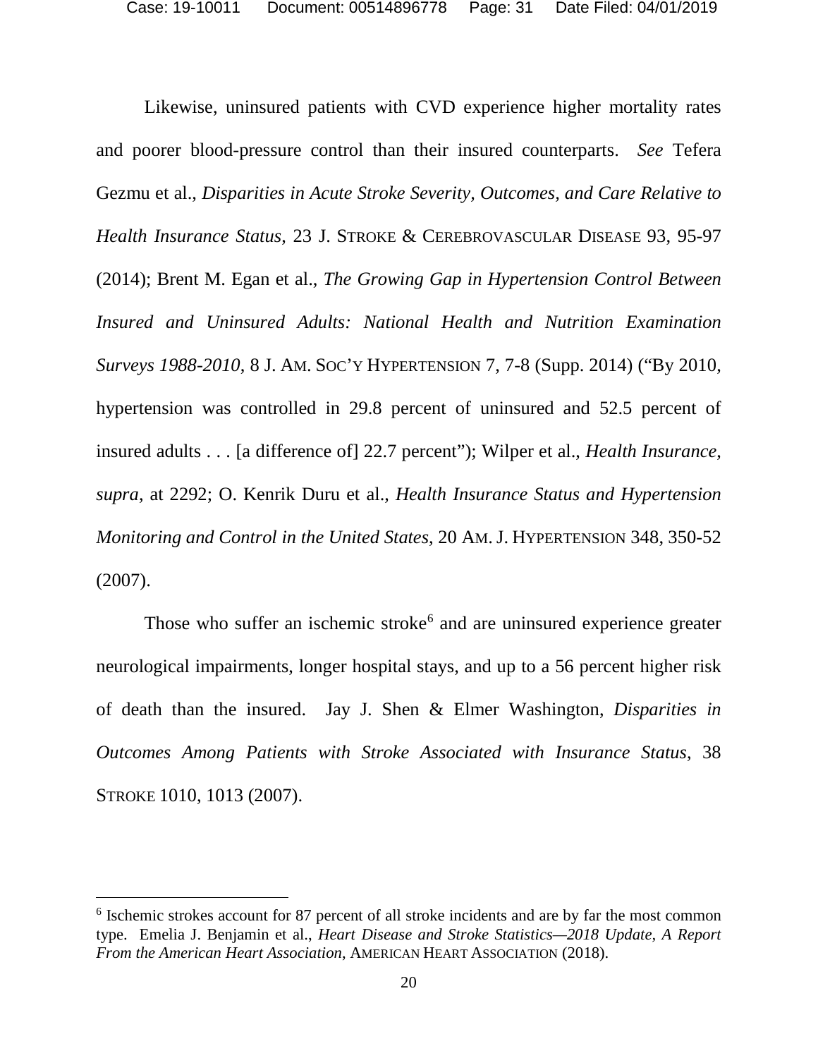Likewise, uninsured patients with CVD experience higher mortality rates and poorer blood-pressure control than their insured counterparts. *See* Tefera Gezmu et al., *Disparities in Acute Stroke Severity, Outcomes, and Care Relative to Health Insurance Status*, 23 J. STROKE & CEREBROVASCULAR DISEASE 93, 95-97 (2014); Brent M. Egan et al., *The Growing Gap in Hypertension Control Between Insured and Uninsured Adults: National Health and Nutrition Examination Surveys 1988-2010*, 8 J. AM. SOC'Y HYPERTENSION 7, 7-8 (Supp. 2014) ("By 2010, hypertension was controlled in 29.8 percent of uninsured and 52.5 percent of insured adults . . . [a difference of] 22.7 percent"); Wilper et al., *Health Insurance*, *supra*, at 2292; O. Kenrik Duru et al., *Health Insurance Status and Hypertension Monitoring and Control in the United States*, 20 AM. J. HYPERTENSION 348, 350-52 (2007).

Those who suffer an ischemic stroke[6] and are uninsured experience greater neurological impairments, longer hospital stays, and up to a 56 percent higher risk of death than the insured. Jay J. Shen & Elmer Washington, *Disparities in Outcomes Among Patients with Stroke Associated with Insurance Status*, 38 STROKE 1010, 1013 (2007).

---

[6] Ischemic strokes account for 87 percent of all stroke incidents and are by far the most common type. Emelia J. Benjamin et al., *Heart Disease and Stroke Statistics—2018 Update, A Report From the American Heart Association*, AMERICAN HEART ASSOCIATION (2018).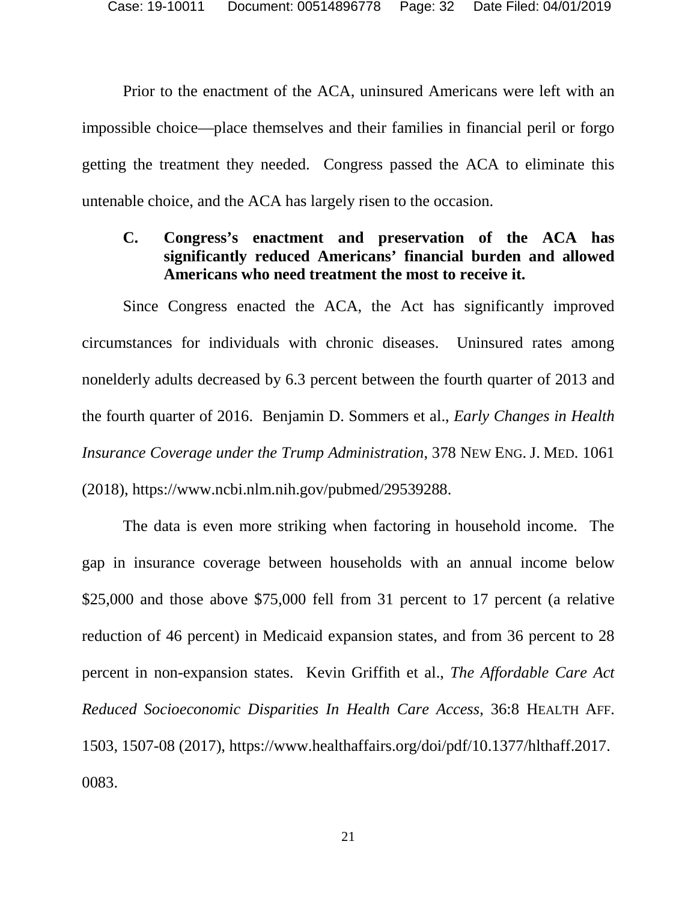Prior to the enactment of the ACA, uninsured Americans were left with an impossible choice—place themselves and their families in financial peril or forgo getting the treatment they needed. Congress passed the ACA to eliminate this untenable choice, and the ACA has largely risen to the occasion.

### C. Congress's enactment and preservation of the ACA has significantly reduced Americans' financial burden and allowed Americans who need treatment the most to receive it.

Since Congress enacted the ACA, the Act has significantly improved circumstances for individuals with chronic diseases. Uninsured rates among nonelderly adults decreased by 6.3 percent between the fourth quarter of 2013 and the fourth quarter of 2016. Benjamin D. Sommers et al., *Early Changes in Health Insurance Coverage under the Trump Administration*, 378 NEW ENG. J. MED. 1061 (2018), https://www.ncbi.nlm.nih.gov/pubmed/29539288.

The data is even more striking when factoring in household income. The gap in insurance coverage between households with an annual income below $25,000 and those above $75,000 fell from 31 percent to 17 percent (a relative reduction of 46 percent) in Medicaid expansion states, and from 36 percent to 28 percent in non-expansion states. Kevin Griffith et al., *The Affordable Care Act Reduced Socioeconomic Disparities In Health Care Access*, 36:8 HEALTH AFF. 1503, 1507-08 (2017), https://www.healthaffairs.org/doi/pdf/10.1377/hlthaff.2017.0083.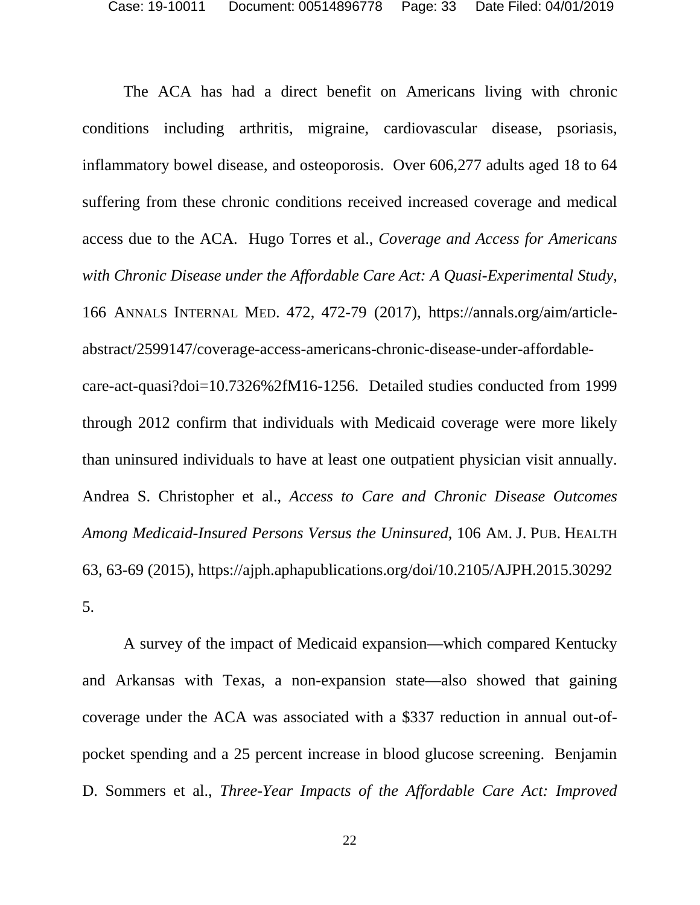The ACA has had a direct benefit on Americans living with chronic conditions including arthritis, migraine, cardiovascular disease, psoriasis, inflammatory bowel disease, and osteoporosis. Over 606,277 adults aged 18 to 64 suffering from these chronic conditions received increased coverage and medical access due to the ACA. Hugo Torres et al., *Coverage and Access for Americans with Chronic Disease under the Affordable Care Act: A Quasi-Experimental Study*, 166 ANNALS INTERNAL MED. 472, 472-79 (2017), https://annals.org/aim/article-abstract/2599147/coverage-access-americans-chronic-disease-under-affordable-care-act-quasi?doi=10.7326%2fM16-1256. Detailed studies conducted from 1999 through 2012 confirm that individuals with Medicaid coverage were more likely than uninsured individuals to have at least one outpatient physician visit annually. Andrea S. Christopher et al., *Access to Care and Chronic Disease Outcomes Among Medicaid-Insured Persons Versus the Uninsured*, 106 AM. J. PUB. HEALTH 63, 63-69 (2015), https://ajph.aphapublications.org/doi/10.2105/AJPH.2015.302925.

A survey of the impact of Medicaid expansion—which compared Kentucky and Arkansas with Texas, a non-expansion state—also showed that gaining coverage under the ACA was associated with a $337 reduction in annual out-of-pocket spending and a 25 percent increase in blood glucose screening. Benjamin D. Sommers et al., *Three-Year Impacts of the Affordable Care Act: Improved*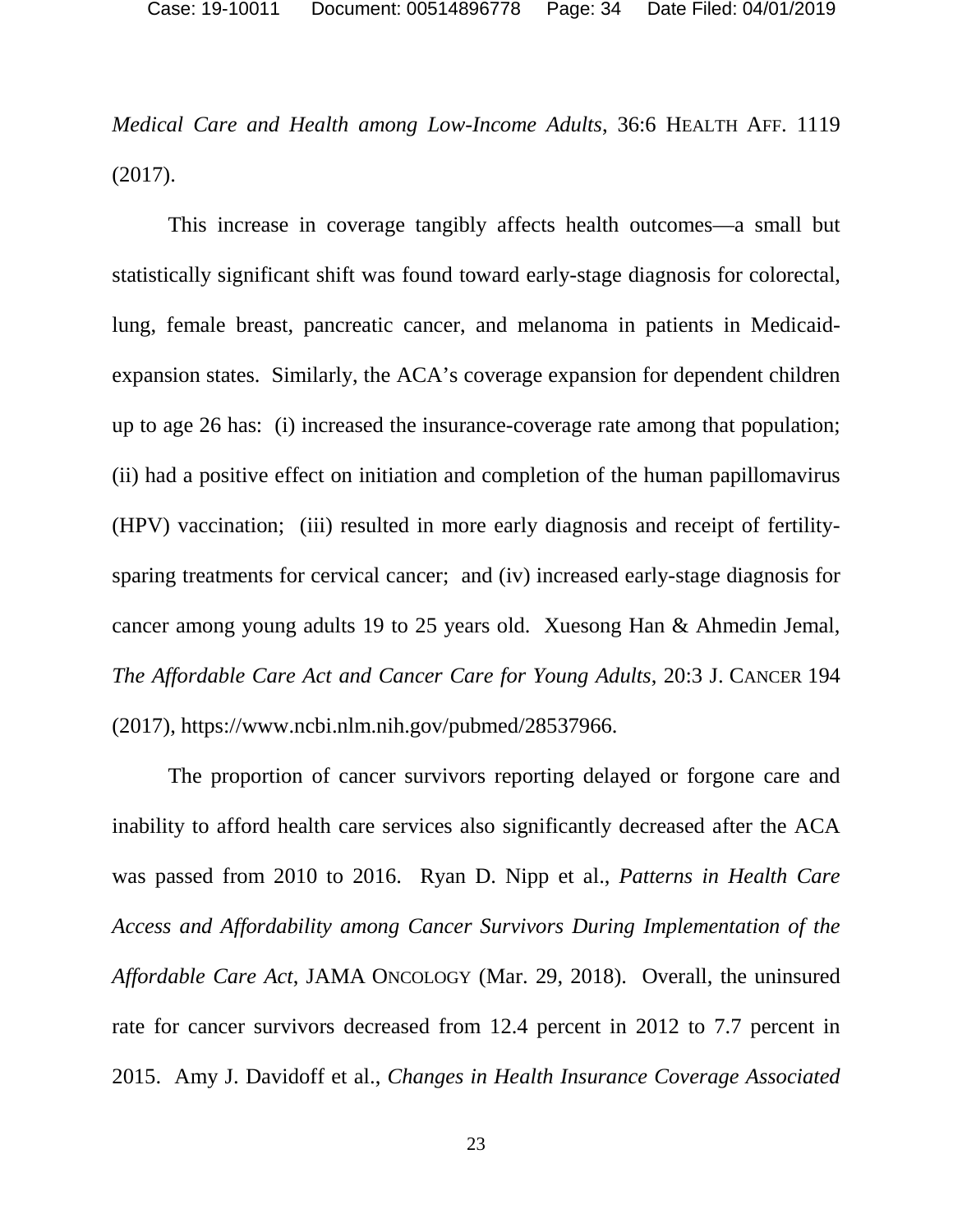*Medical Care and Health among Low-Income Adults*, 36:6 HEALTH AFF. 1119 (2017).

This increase in coverage tangibly affects health outcomes—a small but statistically significant shift was found toward early-stage diagnosis for colorectal, lung, female breast, pancreatic cancer, and melanoma in patients in Medicaid-expansion states. Similarly, the ACA's coverage expansion for dependent children up to age 26 has: (i) increased the insurance-coverage rate among that population; (ii) had a positive effect on initiation and completion of the human papillomavirus (HPV) vaccination; (iii) resulted in more early diagnosis and receipt of fertility-sparing treatments for cervical cancer; and (iv) increased early-stage diagnosis for cancer among young adults 19 to 25 years old. Xuesong Han & Ahmedin Jemal, *The Affordable Care Act and Cancer Care for Young Adults*, 20:3 J. CANCER 194 (2017), https://www.ncbi.nlm.nih.gov/pubmed/28537966.

The proportion of cancer survivors reporting delayed or forgone care and inability to afford health care services also significantly decreased after the ACA was passed from 2010 to 2016. Ryan D. Nipp et al., *Patterns in Health Care Access and Affordability among Cancer Survivors During Implementation of the Affordable Care Act*, JAMA ONCOLOGY (Mar. 29, 2018). Overall, the uninsured rate for cancer survivors decreased from 12.4 percent in 2012 to 7.7 percent in 2015. Amy J. Davidoff et al., *Changes in Health Insurance Coverage Associated*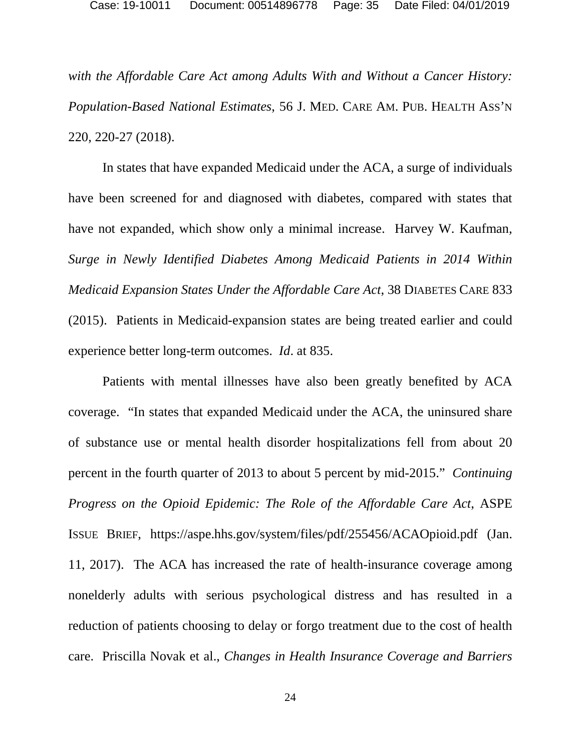*with the Affordable Care Act among Adults With and Without a Cancer History: Population-Based National Estimates*, 56 J. MED. CARE AM. PUB. HEALTH ASS'N 220, 220-27 (2018).

In states that have expanded Medicaid under the ACA, a surge of individuals have been screened for and diagnosed with diabetes, compared with states that have not expanded, which show only a minimal increase. Harvey W. Kaufman, *Surge in Newly Identified Diabetes Among Medicaid Patients in 2014 Within Medicaid Expansion States Under the Affordable Care Act*, 38 DIABETES CARE 833 (2015). Patients in Medicaid-expansion states are being treated earlier and could experience better long-term outcomes. *Id*. at 835.

Patients with mental illnesses have also been greatly benefited by ACA coverage. "In states that expanded Medicaid under the ACA, the uninsured share of substance use or mental health disorder hospitalizations fell from about 20 percent in the fourth quarter of 2013 to about 5 percent by mid-2015." *Continuing Progress on the Opioid Epidemic: The Role of the Affordable Care Act*, ASPE ISSUE BRIEF, https://aspe.hhs.gov/system/files/pdf/255456/ACAOpioid.pdf (Jan. 11, 2017). The ACA has increased the rate of health-insurance coverage among nonelderly adults with serious psychological distress and has resulted in a reduction of patients choosing to delay or forgo treatment due to the cost of health care. Priscilla Novak et al., *Changes in Health Insurance Coverage and Barriers*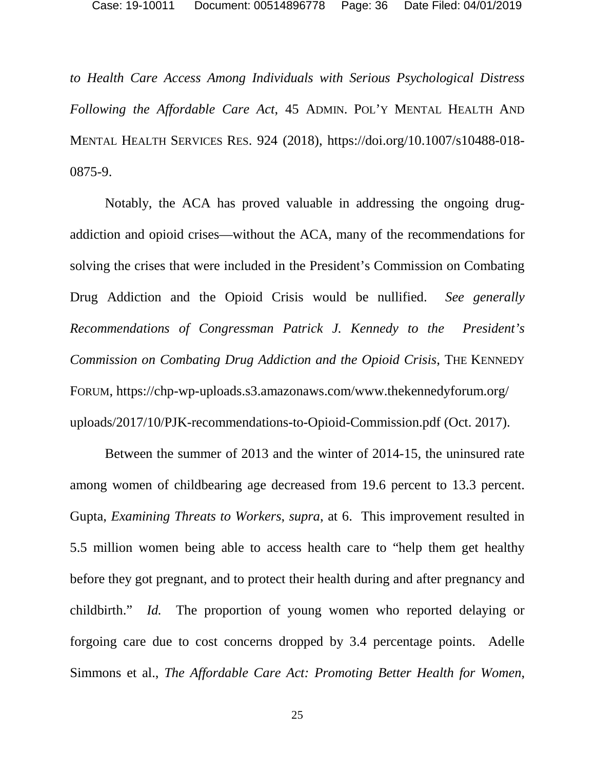*to Health Care Access Among Individuals with Serious Psychological Distress Following the Affordable Care Act*, 45 ADMIN. POL'Y MENTAL HEALTH AND MENTAL HEALTH SERVICES RES. 924 (2018), https://doi.org/10.1007/s10488-018-0875-9.

Notably, the ACA has proved valuable in addressing the ongoing drug-addiction and opioid crises—without the ACA, many of the recommendations for solving the crises that were included in the President's Commission on Combating Drug Addiction and the Opioid Crisis would be nullified. *See generally Recommendations of Congressman Patrick J. Kennedy to the President's Commission on Combating Drug Addiction and the Opioid Crisis*, THE KENNEDY FORUM, https://chp-wp-uploads.s3.amazonaws.com/www.thekennedyforum.org/uploads/2017/10/PJK-recommendations-to-Opioid-Commission.pdf (Oct. 2017).

Between the summer of 2013 and the winter of 2014-15, the uninsured rate among women of childbearing age decreased from 19.6 percent to 13.3 percent. Gupta, *Examining Threats to Workers*, *supra*, at 6. This improvement resulted in 5.5 million women being able to access health care to "help them get healthy before they got pregnant, and to protect their health during and after pregnancy and childbirth." *Id.* The proportion of young women who reported delaying or forgoing care due to cost concerns dropped by 3.4 percentage points. Adelle Simmons et al., *The Affordable Care Act: Promoting Better Health for Women*,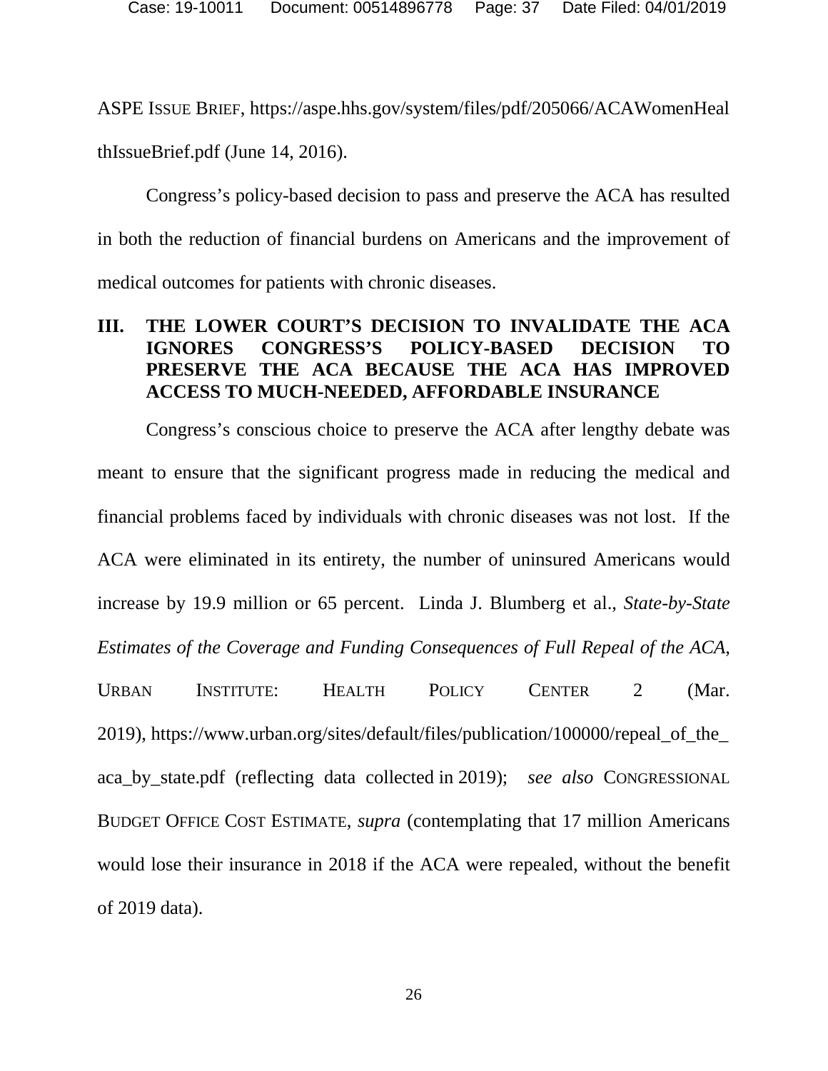ASPE ISSUE BRIEF, https://aspe.hhs.gov/system/files/pdf/205066/ACAWomenHealthIssueBrief.pdf (June 14, 2016).

Congress's policy-based decision to pass and preserve the ACA has resulted in both the reduction of financial burdens on Americans and the improvement of medical outcomes for patients with chronic diseases.

## III. THE LOWER COURT'S DECISION TO INVALIDATE THE ACA IGNORES CONGRESS'S POLICY-BASED DECISION TO PRESERVE THE ACA BECAUSE THE ACA HAS IMPROVED ACCESS TO MUCH-NEEDED, AFFORDABLE INSURANCE

Congress's conscious choice to preserve the ACA after lengthy debate was meant to ensure that the significant progress made in reducing the medical and financial problems faced by individuals with chronic diseases was not lost. If the ACA were eliminated in its entirety, the number of uninsured Americans would increase by 19.9 million or 65 percent. Linda J. Blumberg et al., *State-by-State Estimates of the Coverage and Funding Consequences of Full Repeal of the ACA*, URBAN INSTITUTE: HEALTH POLICY CENTER 2 (Mar. 2019), https://www.urban.org/sites/default/files/publication/100000/repeal_of_the_aca_by_state.pdf (reflecting data collected in 2019); *see also* CONGRESSIONAL BUDGET OFFICE COST ESTIMATE, *supra* (contemplating that 17 million Americans would lose their insurance in 2018 if the ACA were repealed, without the benefit of 2019 data).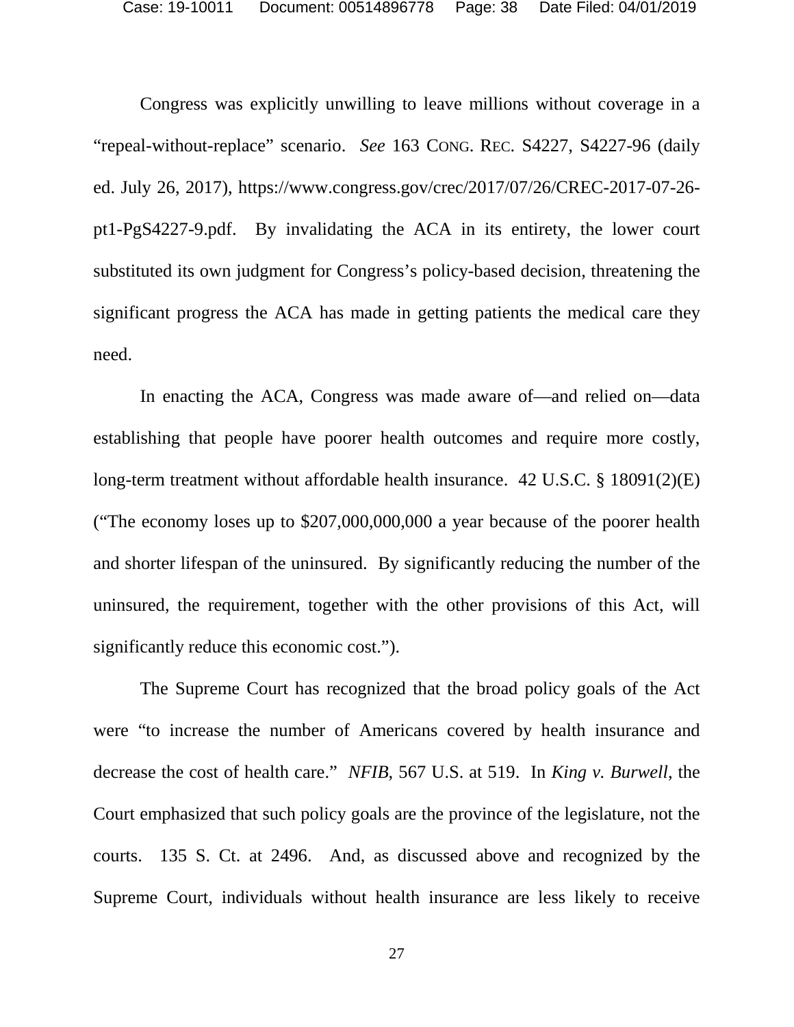Congress was explicitly unwilling to leave millions without coverage in a "repeal-without-replace" scenario. *See* 163 CONG. REC. S4227, S4227-96 (daily ed. July 26, 2017), https://www.congress.gov/crec/2017/07/26/CREC-2017-07-26-pt1-PgS4227-9.pdf. By invalidating the ACA in its entirety, the lower court substituted its own judgment for Congress's policy-based decision, threatening the significant progress the ACA has made in getting patients the medical care they need.

In enacting the ACA, Congress was made aware of—and relied on—data establishing that people have poorer health outcomes and require more costly, long-term treatment without affordable health insurance. 42 U.S.C. § 18091(2)(E) ("The economy loses up to $207,000,000,000 a year because of the poorer health and shorter lifespan of the uninsured. By significantly reducing the number of the uninsured, the requirement, together with the other provisions of this Act, will significantly reduce this economic cost.").

The Supreme Court has recognized that the broad policy goals of the Act were "to increase the number of Americans covered by health insurance and decrease the cost of health care." *NFIB*, 567 U.S. at 519. In *King v. Burwell*, the Court emphasized that such policy goals are the province of the legislature, not the courts. 135 S. Ct. at 2496. And, as discussed above and recognized by the Supreme Court, individuals without health insurance are less likely to receive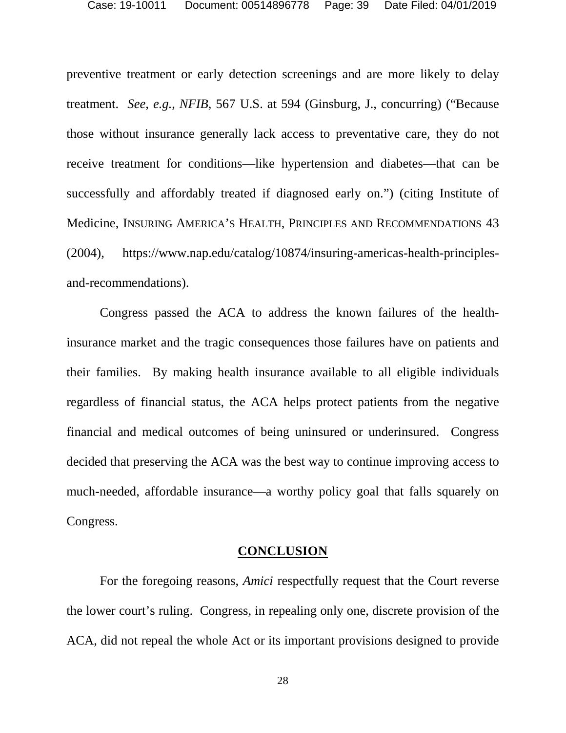preventive treatment or early detection screenings and are more likely to delay treatment. *See, e.g.*, *NFIB*, 567 U.S. at 594 (Ginsburg, J., concurring) ("Because those without insurance generally lack access to preventative care, they do not receive treatment for conditions—like hypertension and diabetes—that can be successfully and affordably treated if diagnosed early on.") (citing Institute of Medicine, INSURING AMERICA'S HEALTH, PRINCIPLES AND RECOMMENDATIONS 43 (2004), https://www.nap.edu/catalog/10874/insuring-americas-health-principles-and-recommendations).

Congress passed the ACA to address the known failures of the health-insurance market and the tragic consequences those failures have on patients and their families. By making health insurance available to all eligible individuals regardless of financial status, the ACA helps protect patients from the negative financial and medical outcomes of being uninsured or underinsured. Congress decided that preserving the ACA was the best way to continue improving access to much-needed, affordable insurance—a worthy policy goal that falls squarely on Congress.

## CONCLUSION

For the foregoing reasons, *Amici* respectfully request that the Court reverse the lower court's ruling. Congress, in repealing only one, discrete provision of the ACA, did not repeal the whole Act or its important provisions designed to provide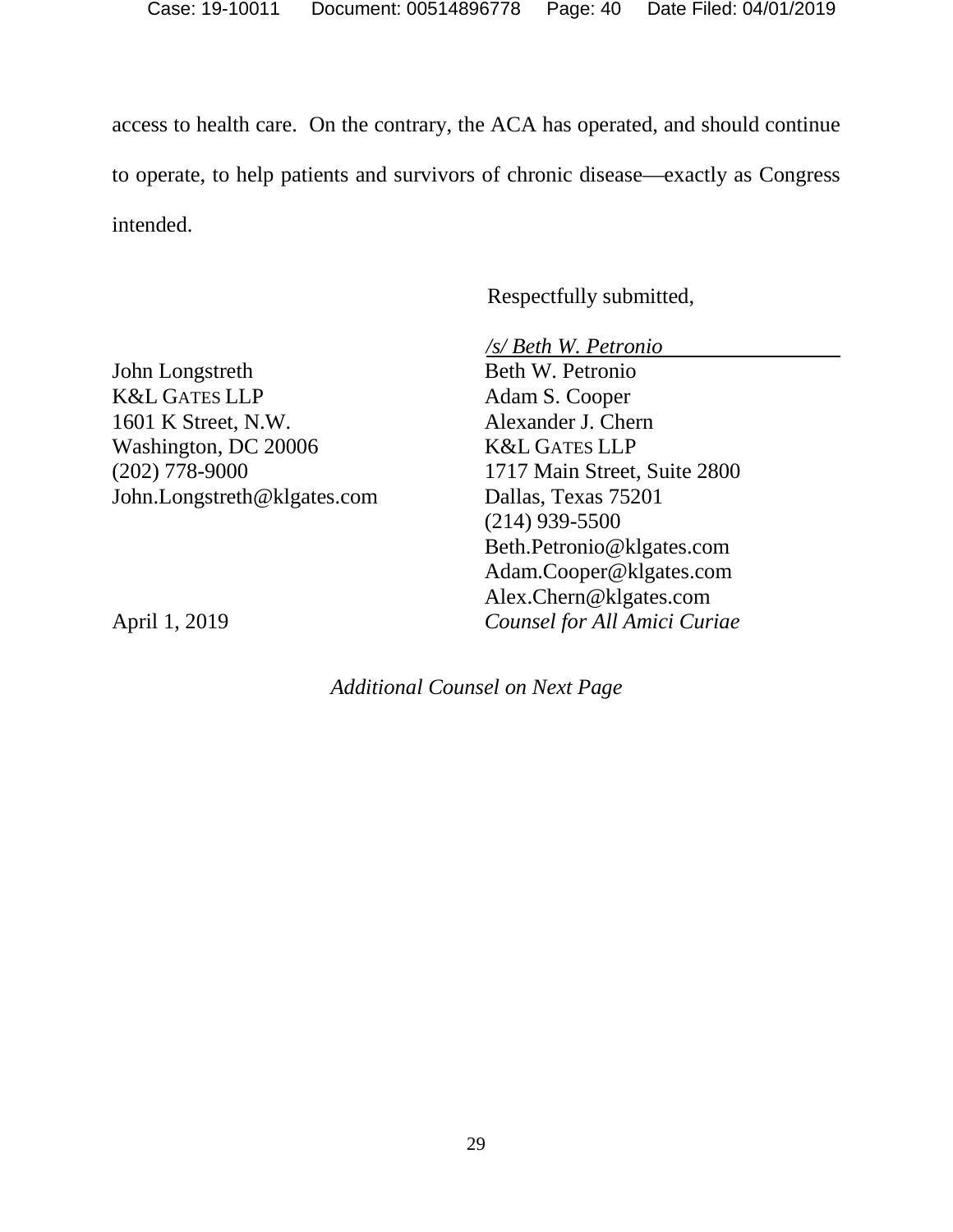access to health care. On the contrary, the ACA has operated, and should continue to operate, to help patients and survivors of chronic disease—exactly as Congress intended.

Respectfully submitted,

*/s/ Beth W. Petronio*

Beth W. Petronio
Adam S. Cooper
Alexander J. Chern
K&L GATES LLP
1717 Main Street, Suite 2800
Dallas, Texas 75201
(214) 939-5500
Beth.Petronio@klgates.com
Adam.Cooper@klgates.com
Alex.Chern@klgates.com
*Counsel for All Amici Curiae*

John Longstreth
K&L GATES LLP
1601 K Street, N.W.
Washington, DC 20006
(202) 778-9000
John.Longstreth@klgates.com

April 1, 2019

*Additional Counsel on Next Page*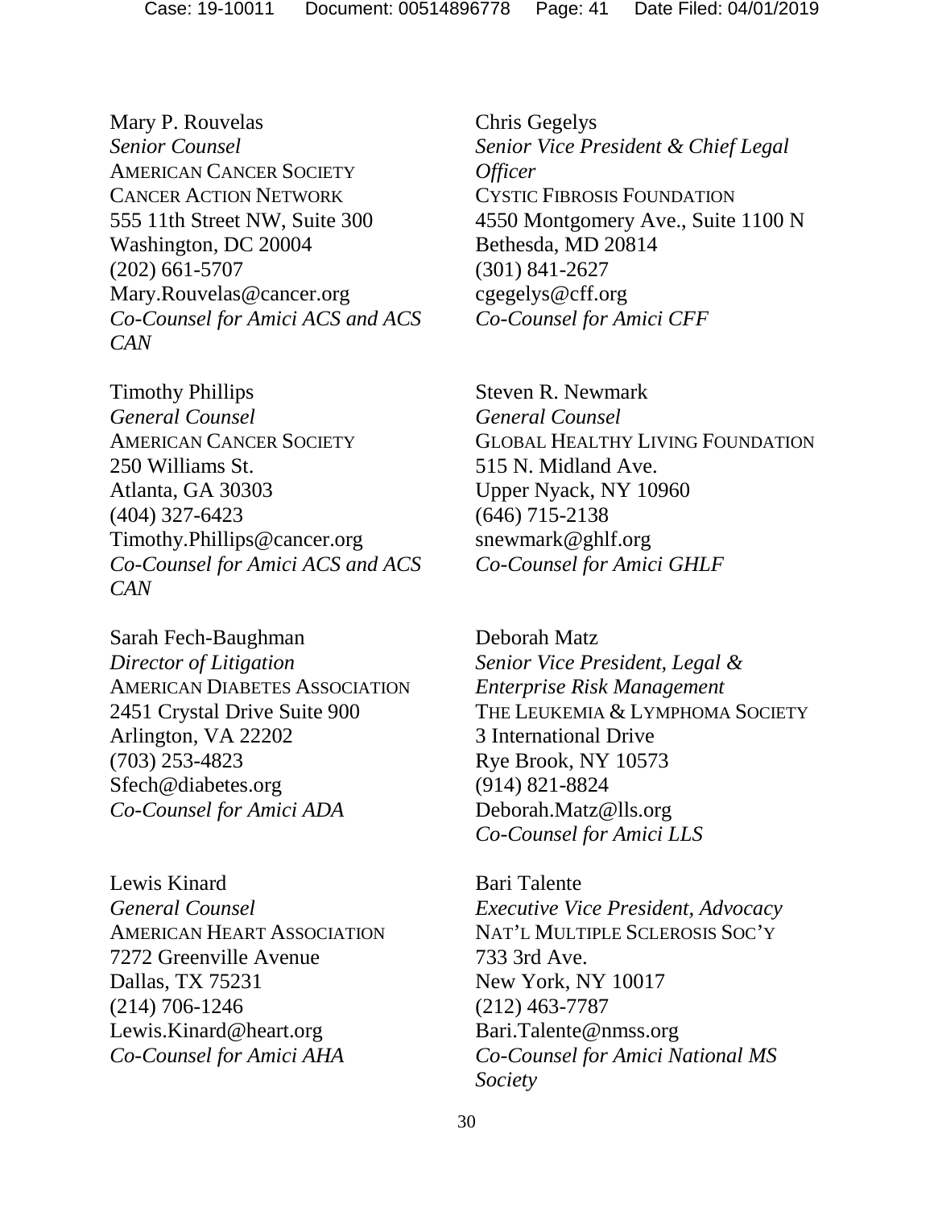Mary P. Rouvelas
*Senior Counsel*
AMERICAN CANCER SOCIETY
CANCER ACTION NETWORK
555 11th Street NW, Suite 300
Washington, DC 20004
(202) 661-5707
Mary.Rouvelas@cancer.org
*Co-Counsel for Amici ACS and ACS CAN*

Timothy Phillips
*General Counsel*
AMERICAN CANCER SOCIETY
250 Williams St.
Atlanta, GA 30303
(404) 327-6423
Timothy.Phillips@cancer.org
*Co-Counsel for Amici ACS and ACS CAN*

Sarah Fech-Baughman
*Director of Litigation*
AMERICAN DIABETES ASSOCIATION
2451 Crystal Drive Suite 900
Arlington, VA 22202
(703) 253-4823
Sfech@diabetes.org
*Co-Counsel for Amici ADA*

Lewis Kinard
*General Counsel*
AMERICAN HEART ASSOCIATION
7272 Greenville Avenue
Dallas, TX 75231
(214) 706-1246
Lewis.Kinard@heart.org
*Co-Counsel for Amici AHA*

Chris Gegelys
*Senior Vice President & Chief Legal Officer*
CYSTIC FIBROSIS FOUNDATION
4550 Montgomery Ave., Suite 1100 N
Bethesda, MD 20814
(301) 841-2627
cgegelys@cff.org
*Co-Counsel for Amici CFF*

Steven R. Newmark
*General Counsel*
GLOBAL HEALTHY LIVING FOUNDATION
515 N. Midland Ave.
Upper Nyack, NY 10960
(646) 715-2138
snewmark@ghlf.org
*Co-Counsel for Amici GHLF*

Deborah Matz
*Senior Vice President, Legal & Enterprise Risk Management*
THE LEUKEMIA & LYMPHOMA SOCIETY
3 International Drive
Rye Brook, NY 10573
(914) 821-8824
Deborah.Matz@lls.org
*Co-Counsel for Amici LLS*

Bari Talente
*Executive Vice President, Advocacy*
NAT'L MULTIPLE SCLEROSIS SOC'Y
733 3rd Ave.
New York, NY 10017
(212) 463-7787
Bari.Talente@nmss.org
*Co-Counsel for Amici National MS Society*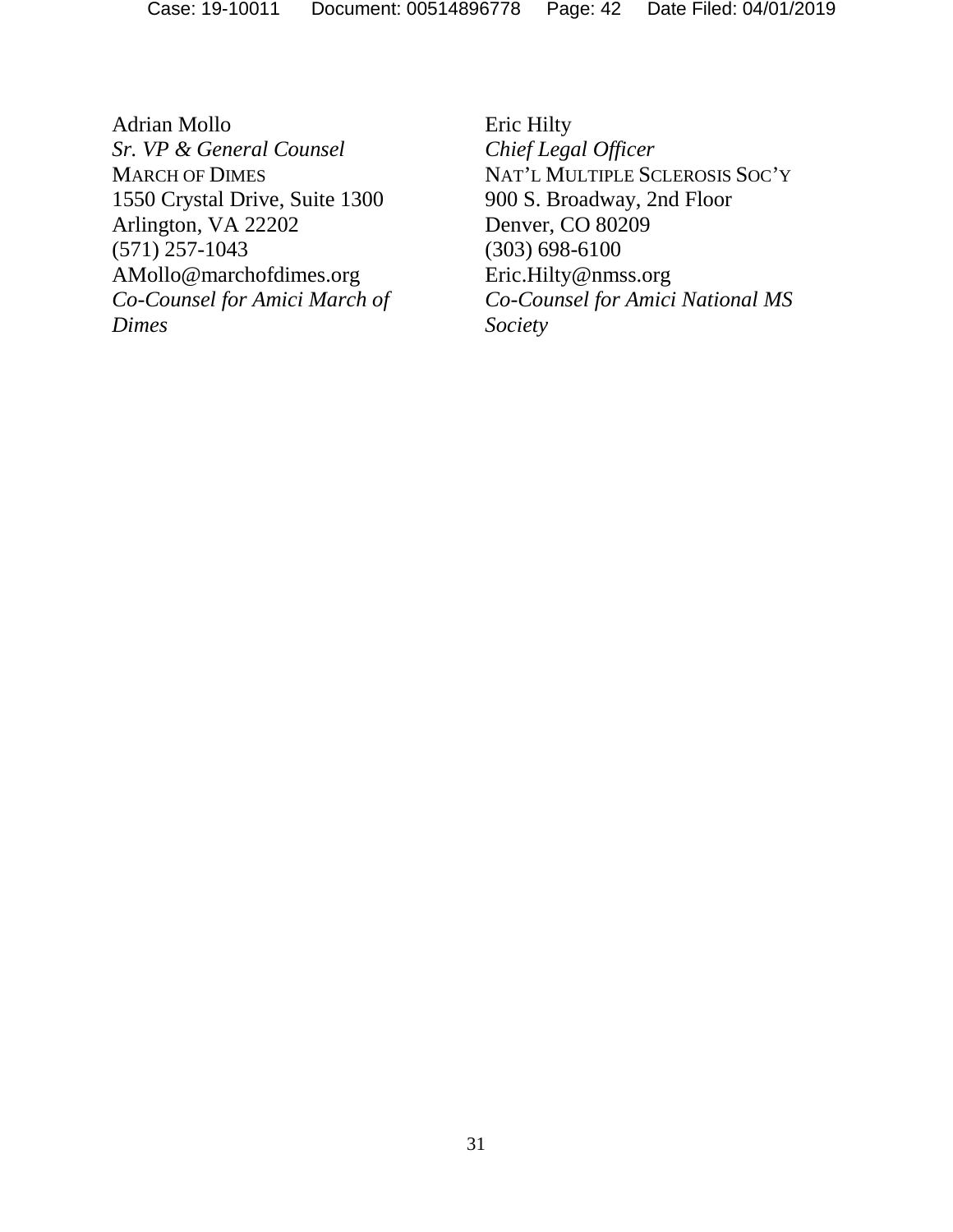Adrian Mollo
*Sr. VP & General Counsel*
MARCH OF DIMES
1550 Crystal Drive, Suite 1300
Arlington, VA 22202
(571) 257-1043
AMollo@marchofdimes.org
*Co-Counsel for Amici March of Dimes*

Eric Hilty
*Chief Legal Officer*
NAT'L MULTIPLE SCLEROSIS SOC'Y
900 S. Broadway, 2nd Floor
Denver, CO 80209
(303) 698-6100
Eric.Hilty@nmss.org
*Co-Counsel for Amici National MS Society*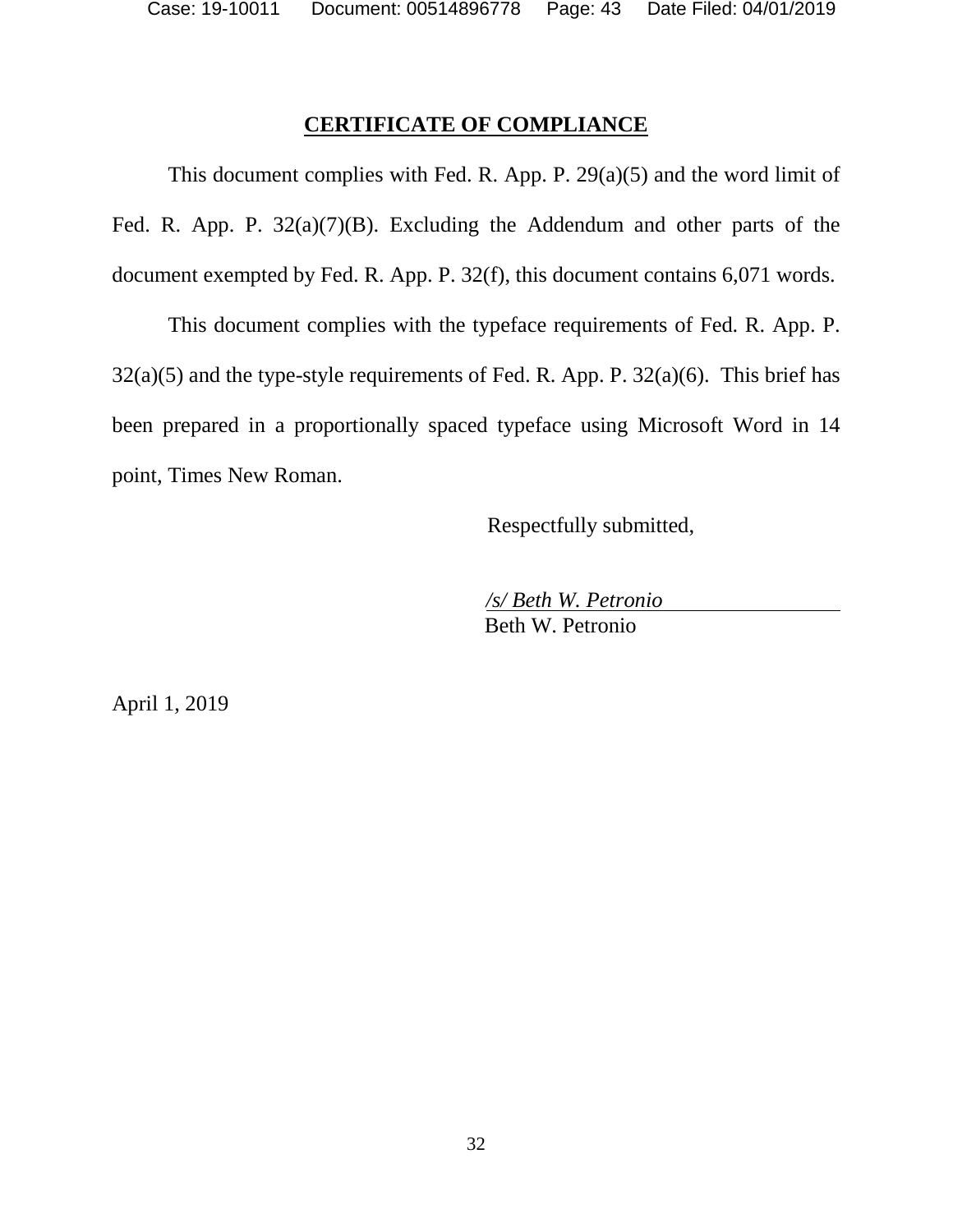## CERTIFICATE OF COMPLIANCE

This document complies with Fed. R. App. P. 29(a)(5) and the word limit of Fed. R. App. P. 32(a)(7)(B). Excluding the Addendum and other parts of the document exempted by Fed. R. App. P. 32(f), this document contains 6,071 words.

This document complies with the typeface requirements of Fed. R. App. P. 32(a)(5) and the type-style requirements of Fed. R. App. P. 32(a)(6). This brief has been prepared in a proportionally spaced typeface using Microsoft Word in 14 point, Times New Roman.

Respectfully submitted,

*/s/ Beth W. Petronio*
Beth W. Petronio

April 1, 2019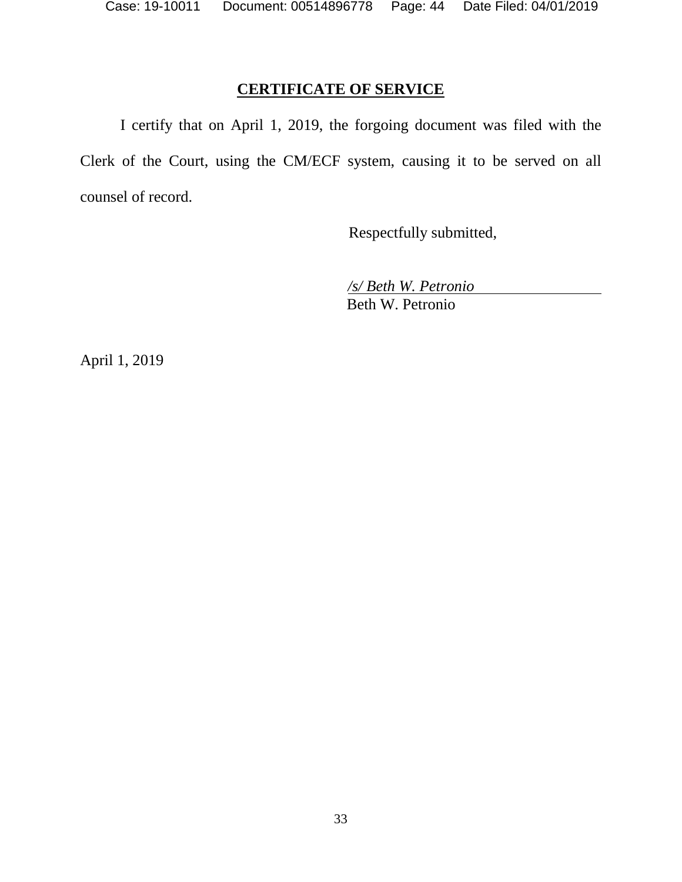**CERTIFICATE OF SERVICE**

I certify that on April 1, 2019, the forgoing document was filed with the Clerk of the Court, using the CM/ECF system, causing it to be served on all counsel of record.

Respectfully submitted,

*/s/ Beth W. Petronio*
Beth W. Petronio

April 1, 2019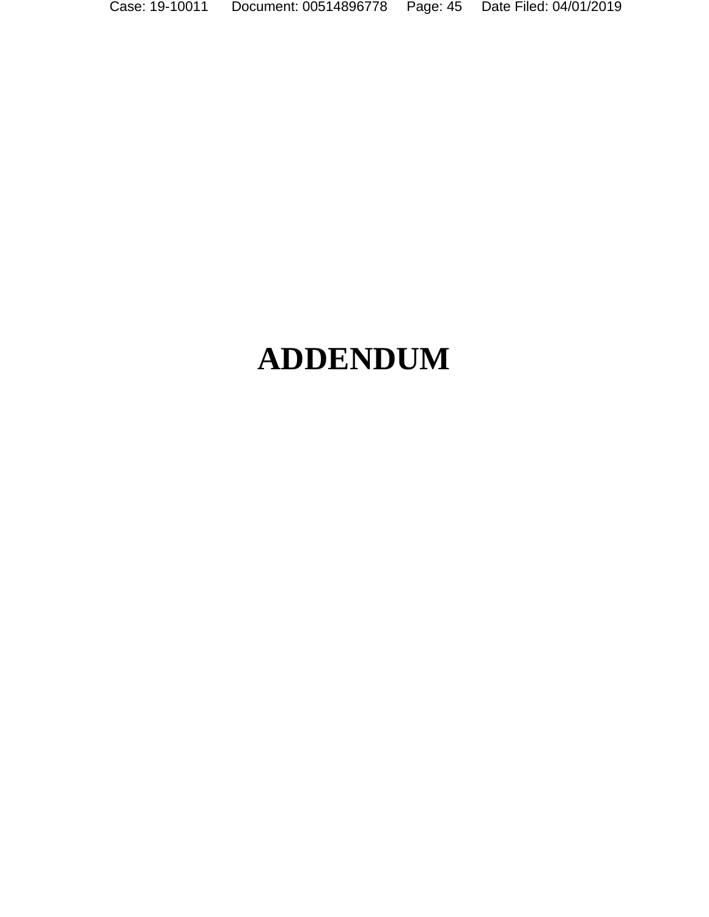# ADDENDUM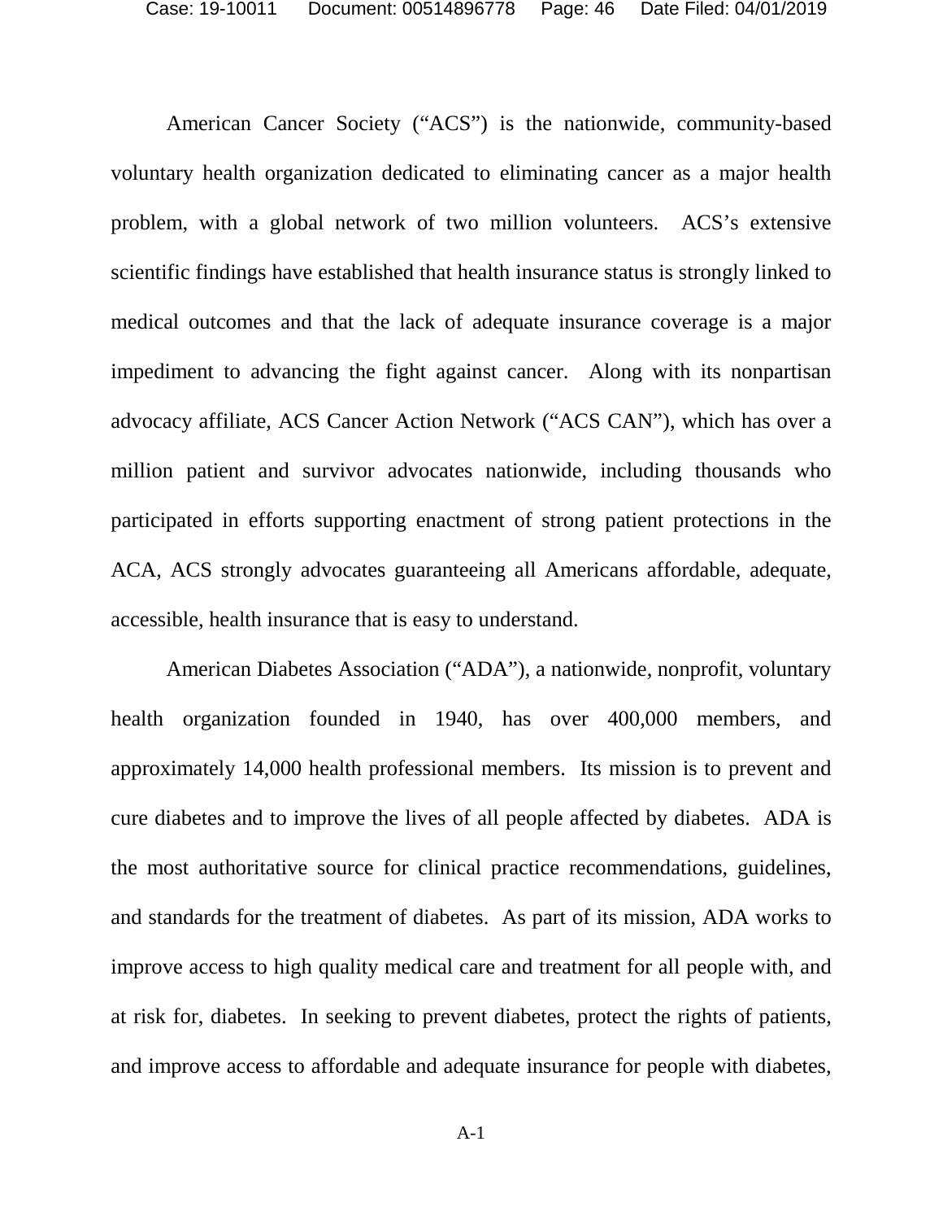American Cancer Society ("ACS") is the nationwide, community-based voluntary health organization dedicated to eliminating cancer as a major health problem, with a global network of two million volunteers. ACS's extensive scientific findings have established that health insurance status is strongly linked to medical outcomes and that the lack of adequate insurance coverage is a major impediment to advancing the fight against cancer. Along with its nonpartisan advocacy affiliate, ACS Cancer Action Network ("ACS CAN"), which has over a million patient and survivor advocates nationwide, including thousands who participated in efforts supporting enactment of strong patient protections in the ACA, ACS strongly advocates guaranteeing all Americans affordable, adequate, accessible, health insurance that is easy to understand.

American Diabetes Association ("ADA"), a nationwide, nonprofit, voluntary health organization founded in 1940, has over 400,000 members, and approximately 14,000 health professional members. Its mission is to prevent and cure diabetes and to improve the lives of all people affected by diabetes. ADA is the most authoritative source for clinical practice recommendations, guidelines, and standards for the treatment of diabetes. As part of its mission, ADA works to improve access to high quality medical care and treatment for all people with, and at risk for, diabetes. In seeking to prevent diabetes, protect the rights of patients, and improve access to affordable and adequate insurance for people with diabetes,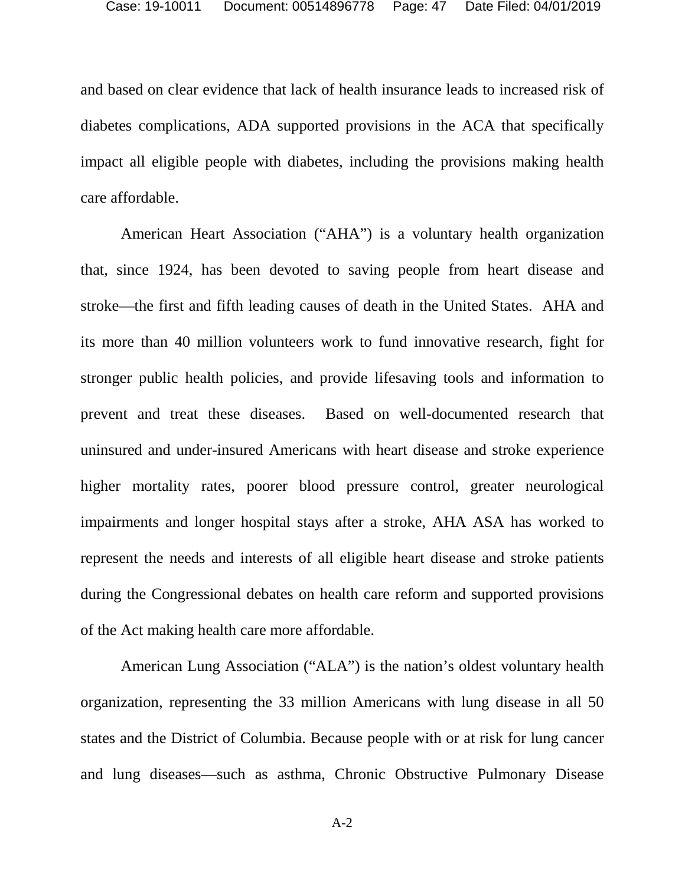and based on clear evidence that lack of health insurance leads to increased risk of diabetes complications, ADA supported provisions in the ACA that specifically impact all eligible people with diabetes, including the provisions making health care affordable.

American Heart Association ("AHA") is a voluntary health organization that, since 1924, has been devoted to saving people from heart disease and stroke—the first and fifth leading causes of death in the United States. AHA and its more than 40 million volunteers work to fund innovative research, fight for stronger public health policies, and provide lifesaving tools and information to prevent and treat these diseases. Based on well-documented research that uninsured and under-insured Americans with heart disease and stroke experience higher mortality rates, poorer blood pressure control, greater neurological impairments and longer hospital stays after a stroke, AHA ASA has worked to represent the needs and interests of all eligible heart disease and stroke patients during the Congressional debates on health care reform and supported provisions of the Act making health care more affordable.

American Lung Association ("ALA") is the nation's oldest voluntary health organization, representing the 33 million Americans with lung disease in all 50 states and the District of Columbia. Because people with or at risk for lung cancer and lung diseases—such as asthma, Chronic Obstructive Pulmonary Disease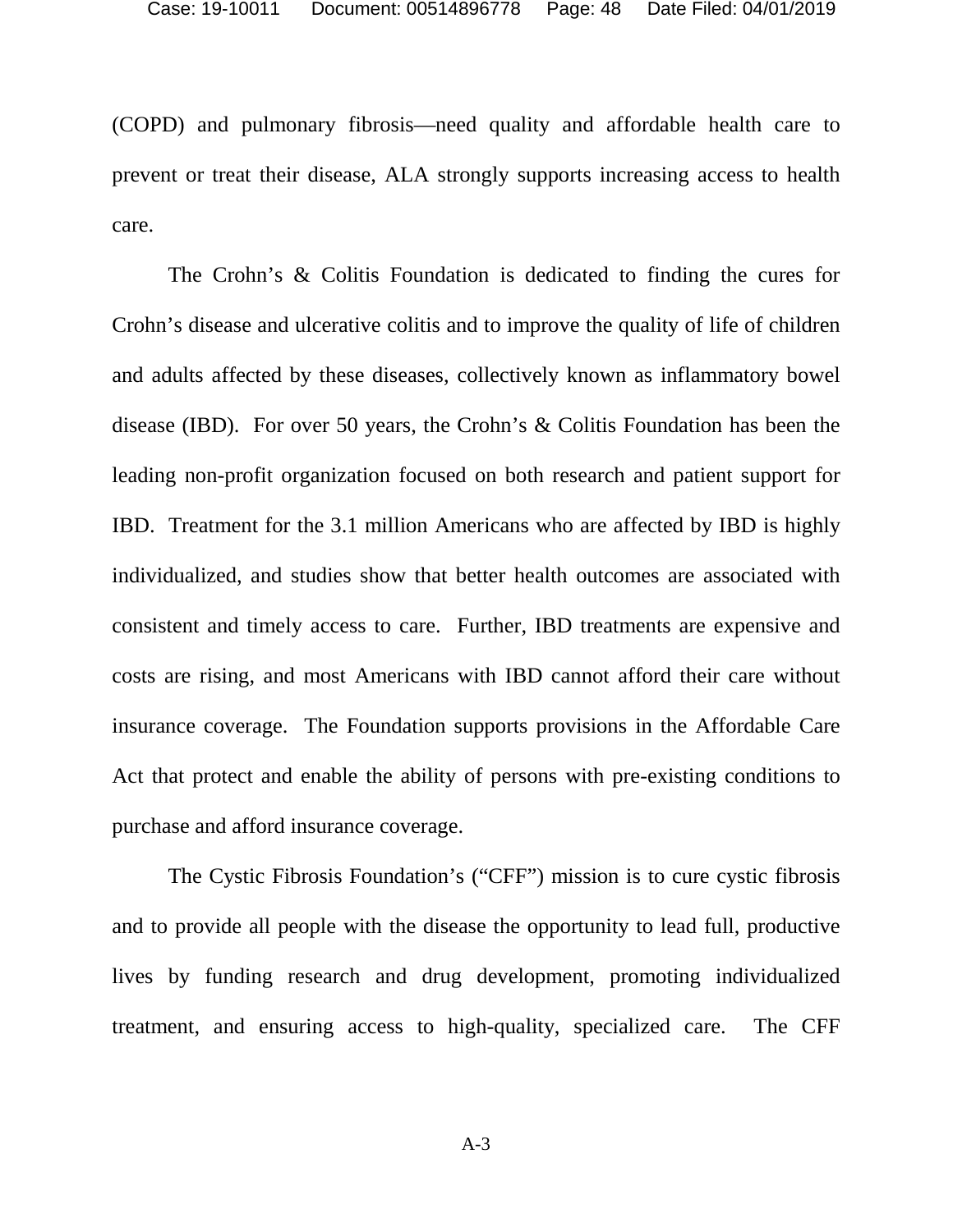(COPD) and pulmonary fibrosis—need quality and affordable health care to prevent or treat their disease, ALA strongly supports increasing access to health care.

The Crohn's & Colitis Foundation is dedicated to finding the cures for Crohn's disease and ulcerative colitis and to improve the quality of life of children and adults affected by these diseases, collectively known as inflammatory bowel disease (IBD). For over 50 years, the Crohn's & Colitis Foundation has been the leading non-profit organization focused on both research and patient support for IBD. Treatment for the 3.1 million Americans who are affected by IBD is highly individualized, and studies show that better health outcomes are associated with consistent and timely access to care. Further, IBD treatments are expensive and costs are rising, and most Americans with IBD cannot afford their care without insurance coverage. The Foundation supports provisions in the Affordable Care Act that protect and enable the ability of persons with pre-existing conditions to purchase and afford insurance coverage.

The Cystic Fibrosis Foundation's ("CFF") mission is to cure cystic fibrosis and to provide all people with the disease the opportunity to lead full, productive lives by funding research and drug development, promoting individualized treatment, and ensuring access to high-quality, specialized care. The CFF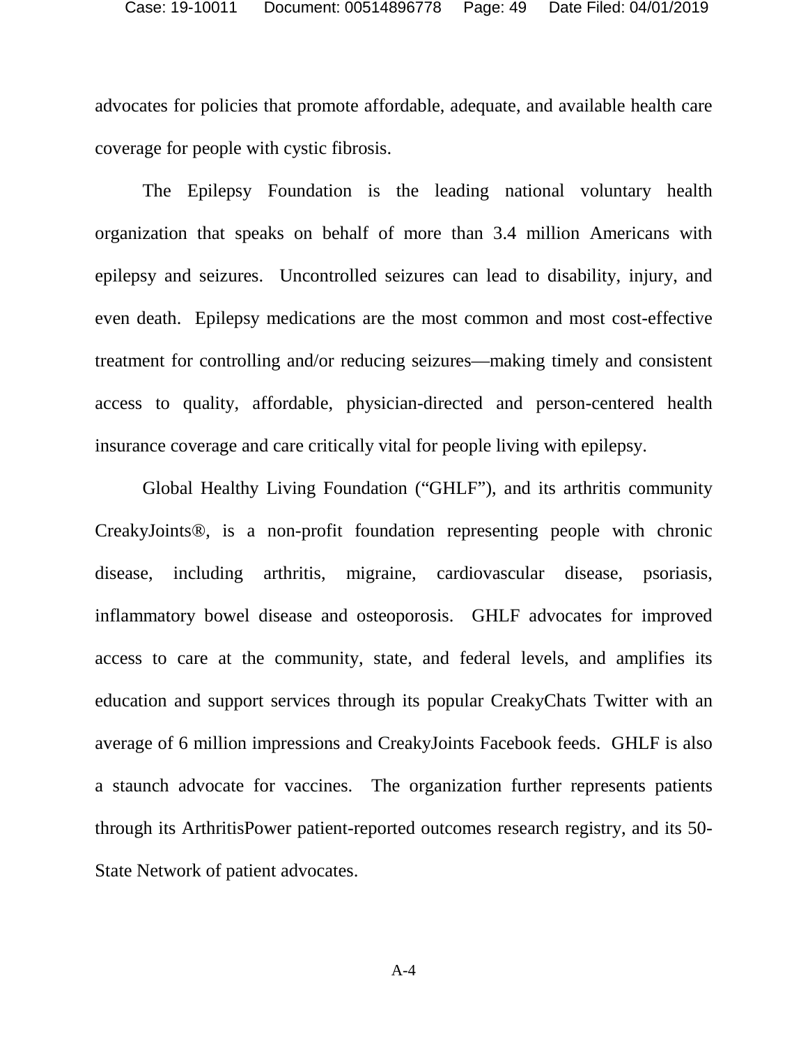advocates for policies that promote affordable, adequate, and available health care coverage for people with cystic fibrosis.

The Epilepsy Foundation is the leading national voluntary health organization that speaks on behalf of more than 3.4 million Americans with epilepsy and seizures. Uncontrolled seizures can lead to disability, injury, and even death. Epilepsy medications are the most common and most cost-effective treatment for controlling and/or reducing seizures—making timely and consistent access to quality, affordable, physician-directed and person-centered health insurance coverage and care critically vital for people living with epilepsy.

Global Healthy Living Foundation ("GHLF"), and its arthritis community CreakyJoints®, is a non-profit foundation representing people with chronic disease, including arthritis, migraine, cardiovascular disease, psoriasis, inflammatory bowel disease and osteoporosis. GHLF advocates for improved access to care at the community, state, and federal levels, and amplifies its education and support services through its popular CreakyChats Twitter with an average of 6 million impressions and CreakyJoints Facebook feeds. GHLF is also a staunch advocate for vaccines. The organization further represents patients through its ArthritisPower patient-reported outcomes research registry, and its 50-State Network of patient advocates.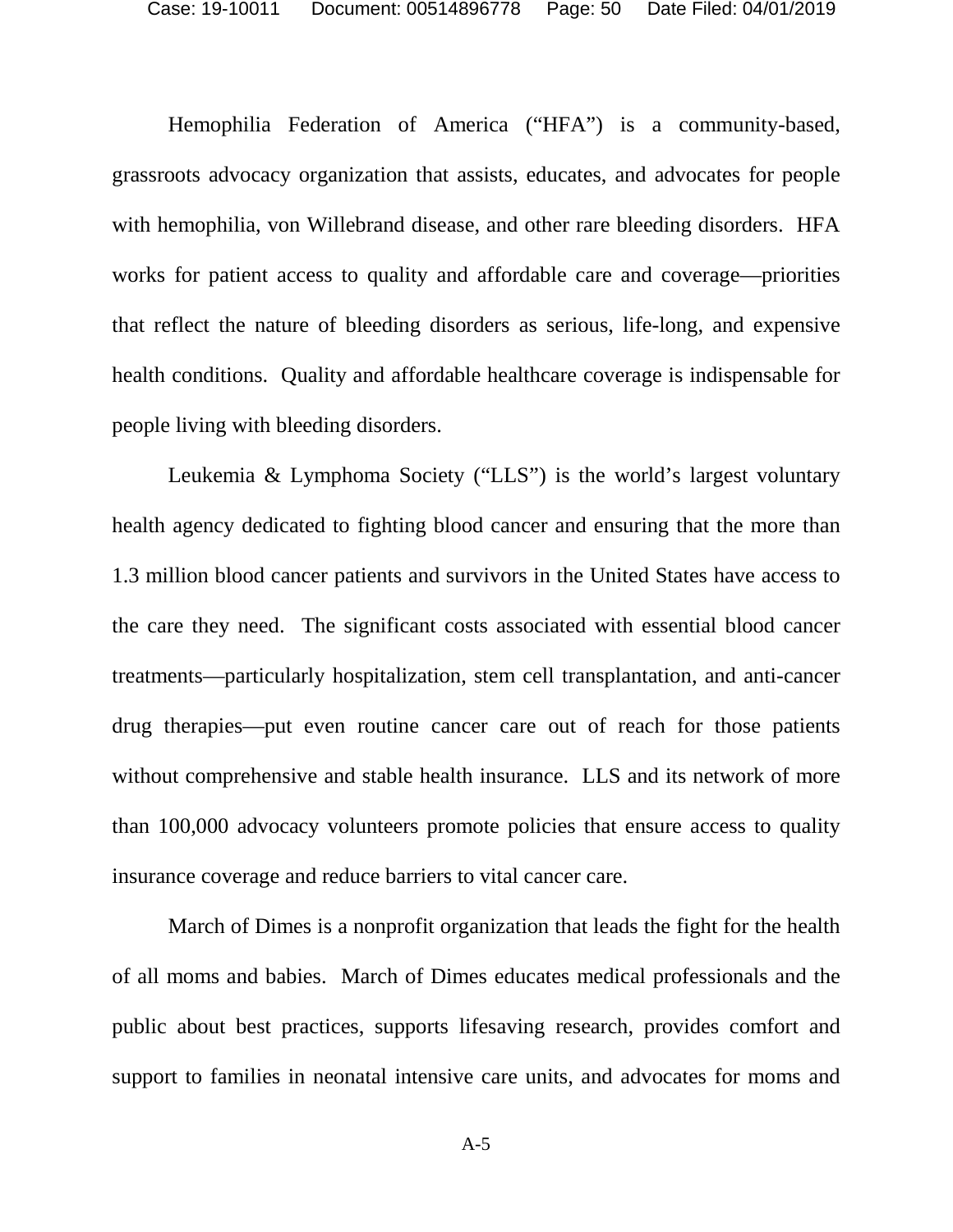Hemophilia Federation of America ("HFA") is a community-based, grassroots advocacy organization that assists, educates, and advocates for people with hemophilia, von Willebrand disease, and other rare bleeding disorders. HFA works for patient access to quality and affordable care and coverage—priorities that reflect the nature of bleeding disorders as serious, life-long, and expensive health conditions. Quality and affordable healthcare coverage is indispensable for people living with bleeding disorders.

Leukemia & Lymphoma Society ("LLS") is the world's largest voluntary health agency dedicated to fighting blood cancer and ensuring that the more than 1.3 million blood cancer patients and survivors in the United States have access to the care they need. The significant costs associated with essential blood cancer treatments—particularly hospitalization, stem cell transplantation, and anti-cancer drug therapies—put even routine cancer care out of reach for those patients without comprehensive and stable health insurance. LLS and its network of more than 100,000 advocacy volunteers promote policies that ensure access to quality insurance coverage and reduce barriers to vital cancer care.

March of Dimes is a nonprofit organization that leads the fight for the health of all moms and babies. March of Dimes educates medical professionals and the public about best practices, supports lifesaving research, provides comfort and support to families in neonatal intensive care units, and advocates for moms and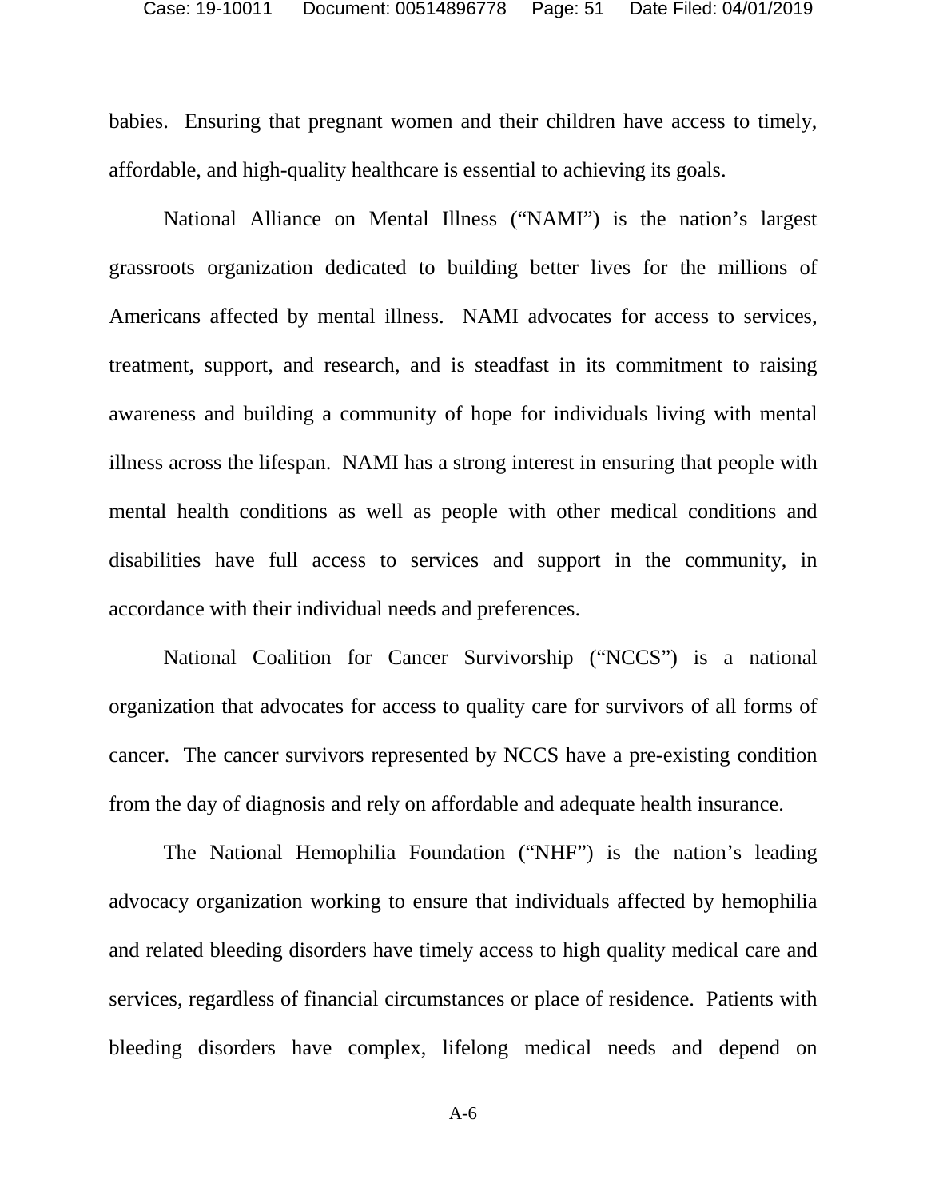babies. Ensuring that pregnant women and their children have access to timely, affordable, and high-quality healthcare is essential to achieving its goals.

National Alliance on Mental Illness ("NAMI") is the nation's largest grassroots organization dedicated to building better lives for the millions of Americans affected by mental illness. NAMI advocates for access to services, treatment, support, and research, and is steadfast in its commitment to raising awareness and building a community of hope for individuals living with mental illness across the lifespan. NAMI has a strong interest in ensuring that people with mental health conditions as well as people with other medical conditions and disabilities have full access to services and support in the community, in accordance with their individual needs and preferences.

National Coalition for Cancer Survivorship ("NCCS") is a national organization that advocates for access to quality care for survivors of all forms of cancer. The cancer survivors represented by NCCS have a pre-existing condition from the day of diagnosis and rely on affordable and adequate health insurance.

The National Hemophilia Foundation ("NHF") is the nation's leading advocacy organization working to ensure that individuals affected by hemophilia and related bleeding disorders have timely access to high quality medical care and services, regardless of financial circumstances or place of residence. Patients with bleeding disorders have complex, lifelong medical needs and depend on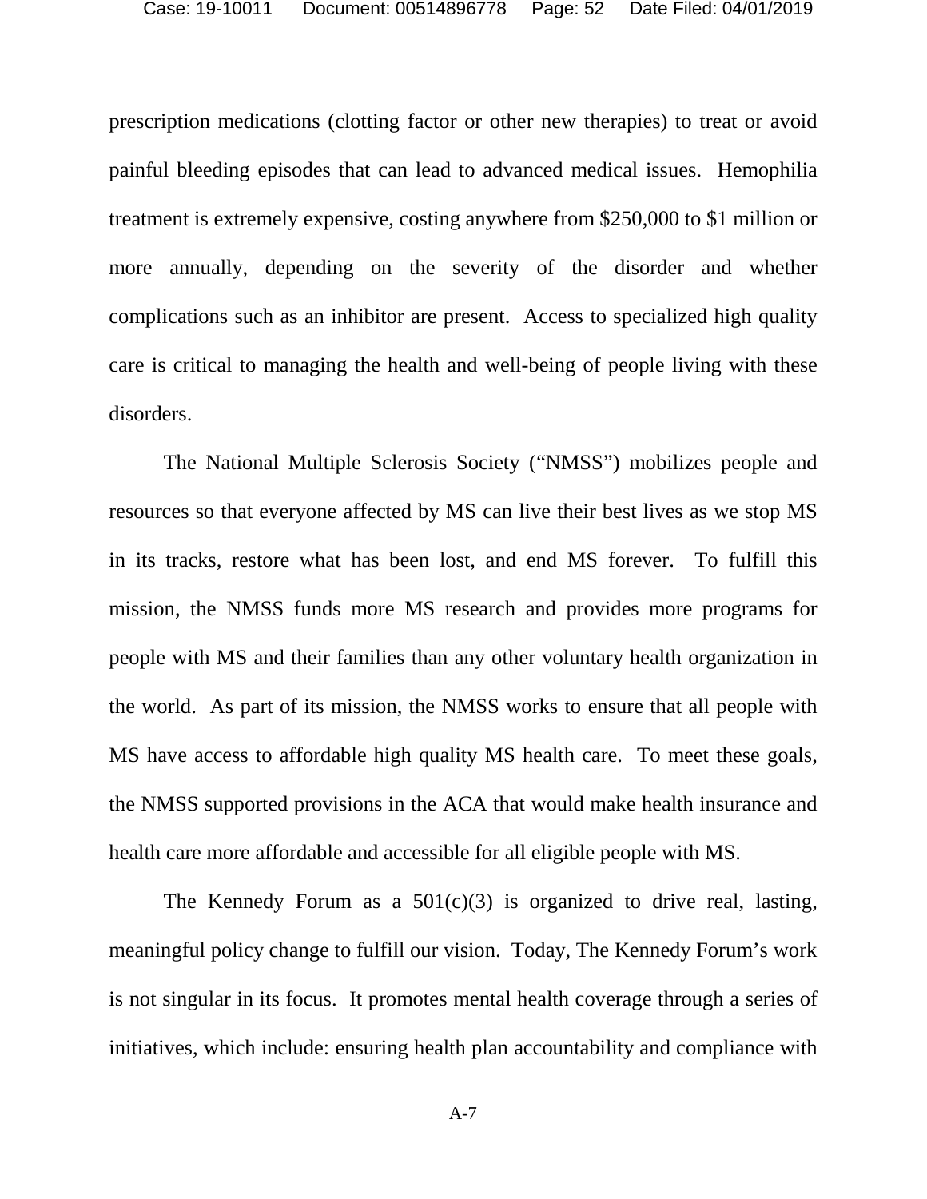prescription medications (clotting factor or other new therapies) to treat or avoid painful bleeding episodes that can lead to advanced medical issues. Hemophilia treatment is extremely expensive, costing anywhere from $250,000 to $1 million or more annually, depending on the severity of the disorder and whether complications such as an inhibitor are present. Access to specialized high quality care is critical to managing the health and well-being of people living with these disorders.

The National Multiple Sclerosis Society ("NMSS") mobilizes people and resources so that everyone affected by MS can live their best lives as we stop MS in its tracks, restore what has been lost, and end MS forever. To fulfill this mission, the NMSS funds more MS research and provides more programs for people with MS and their families than any other voluntary health organization in the world. As part of its mission, the NMSS works to ensure that all people with MS have access to affordable high quality MS health care. To meet these goals, the NMSS supported provisions in the ACA that would make health insurance and health care more affordable and accessible for all eligible people with MS.

The Kennedy Forum as a 501(c)(3) is organized to drive real, lasting, meaningful policy change to fulfill our vision. Today, The Kennedy Forum's work is not singular in its focus. It promotes mental health coverage through a series of initiatives, which include: ensuring health plan accountability and compliance with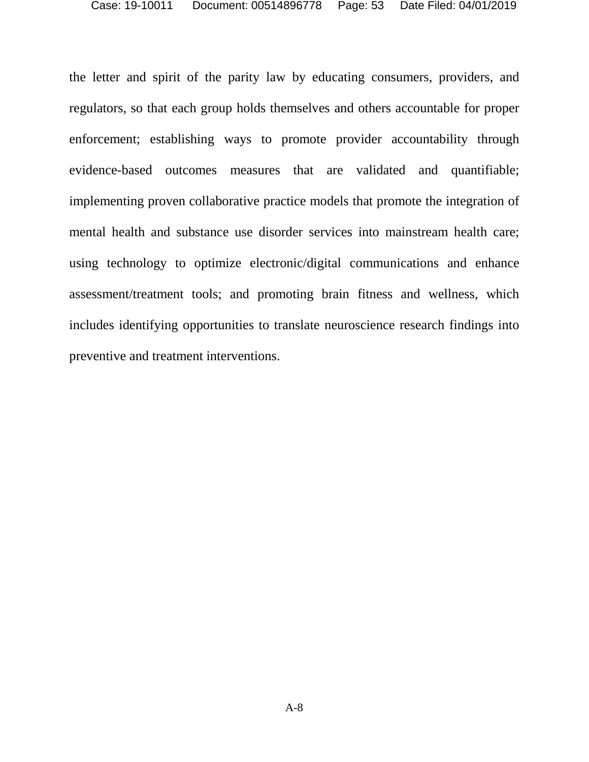the letter and spirit of the parity law by educating consumers, providers, and regulators, so that each group holds themselves and others accountable for proper enforcement; establishing ways to promote provider accountability through evidence-based outcomes measures that are validated and quantifiable; implementing proven collaborative practice models that promote the integration of mental health and substance use disorder services into mainstream health care; using technology to optimize electronic/digital communications and enhance assessment/treatment tools; and promoting brain fitness and wellness, which includes identifying opportunities to translate neuroscience research findings into preventive and treatment interventions.